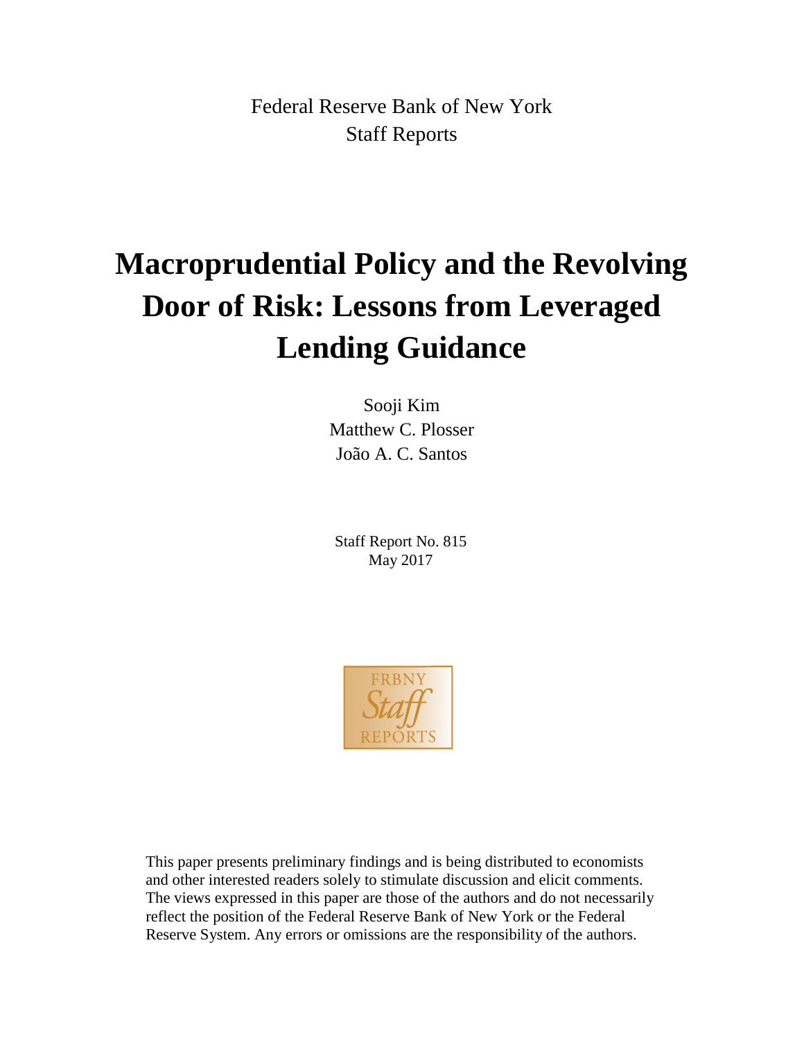Federal Reserve Bank of New York
Staff Reports

# Macroprudential Policy and the Revolving Door of Risk: Lessons from Leveraged Lending Guidance

Sooji Kim
Matthew C. Plosser
João A. C. Santos

Staff Report No. 815
May 2017

This paper presents preliminary findings and is being distributed to economists and other interested readers solely to stimulate discussion and elicit comments. The views expressed in this paper are those of the authors and do not necessarily reflect the position of the Federal Reserve Bank of New York or the Federal Reserve System. Any errors or omissions are the responsibility of the authors.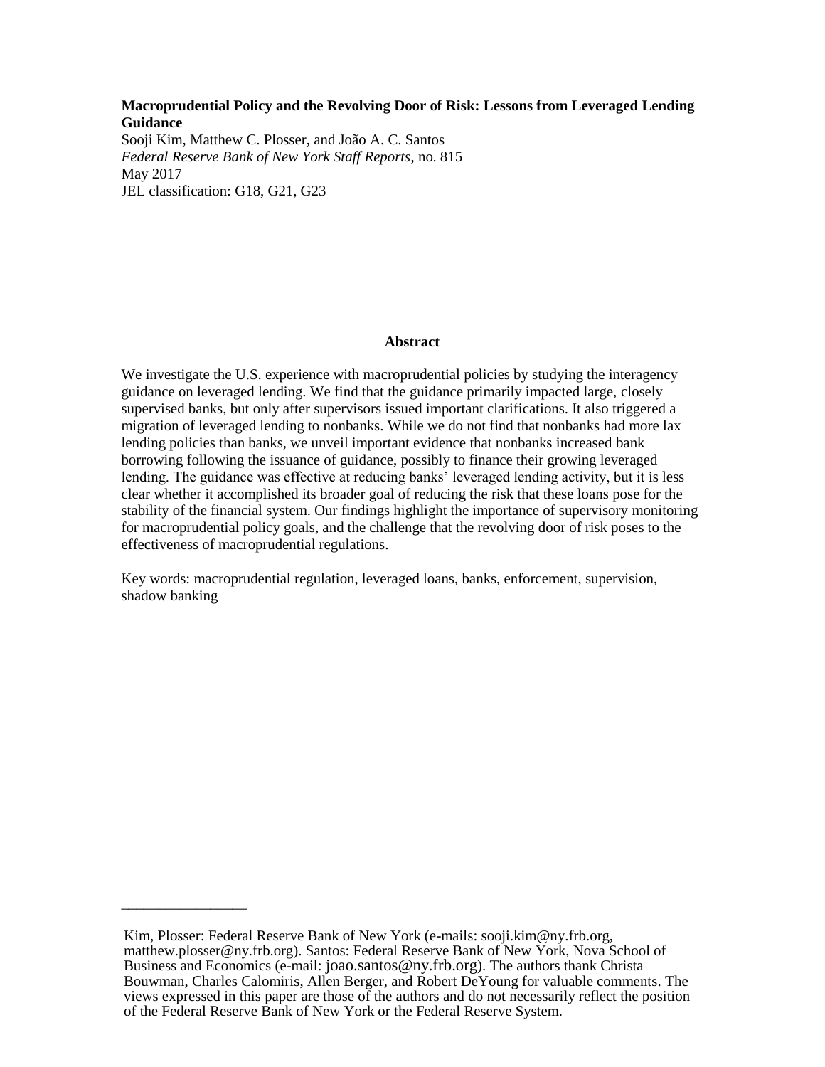**Macroprudential Policy and the Revolving Door of Risk: Lessons from Leveraged Lending Guidance**
Sooji Kim, Matthew C. Plosser, and João A. C. Santos
*Federal Reserve Bank of New York Staff Reports*, no. 815
May 2017
JEL classification: G18, G21, G23

## Abstract

We investigate the U.S. experience with macroprudential policies by studying the interagency guidance on leveraged lending. We find that the guidance primarily impacted large, closely supervised banks, but only after supervisors issued important clarifications. It also triggered a migration of leveraged lending to nonbanks. While we do not find that nonbanks had more lax lending policies than banks, we unveil important evidence that nonbanks increased bank borrowing following the issuance of guidance, possibly to finance their growing leveraged lending. The guidance was effective at reducing banks' leveraged lending activity, but it is less clear whether it accomplished its broader goal of reducing the risk that these loans pose for the stability of the financial system. Our findings highlight the importance of supervisory monitoring for macroprudential policy goals, and the challenge that the revolving door of risk poses to the effectiveness of macroprudential regulations.

Key words: macroprudential regulation, leveraged loans, banks, enforcement, supervision, shadow banking

_________________

Kim, Plosser: Federal Reserve Bank of New York (e-mails: sooji.kim@ny.frb.org, matthew.plosser@ny.frb.org). Santos: Federal Reserve Bank of New York, Nova School of Business and Economics (e-mail: joao.santos@ny.frb.org). The authors thank Christa Bouwman, Charles Calomiris, Allen Berger, and Robert DeYoung for valuable comments. The views expressed in this paper are those of the authors and do not necessarily reflect the position of the Federal Reserve Bank of New York or the Federal Reserve System.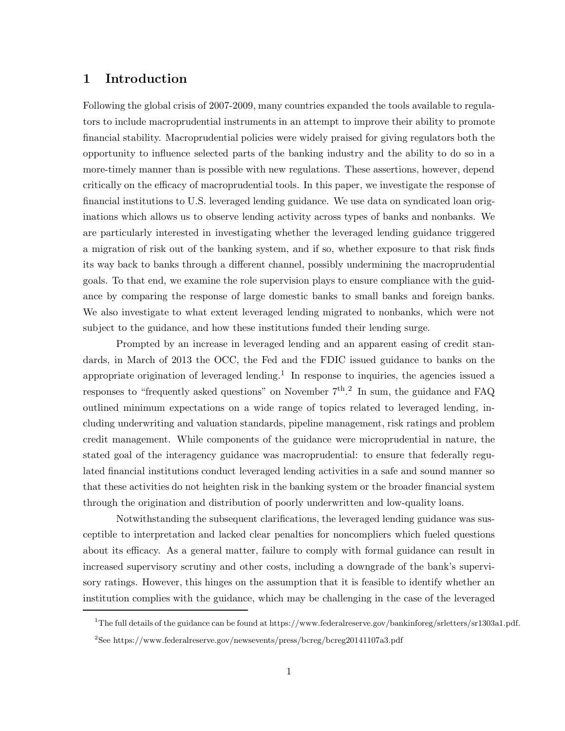# 1 Introduction

Following the global crisis of 2007-2009, many countries expanded the tools available to regulators to include macroprudential instruments in an attempt to improve their ability to promote financial stability. Macroprudential policies were widely praised for giving regulators both the opportunity to influence selected parts of the banking industry and the ability to do so in a more-timely manner than is possible with new regulations. These assertions, however, depend critically on the efficacy of macroprudential tools. In this paper, we investigate the response of financial institutions to U.S. leveraged lending guidance. We use data on syndicated loan originations which allows us to observe lending activity across types of banks and nonbanks. We are particularly interested in investigating whether the leveraged lending guidance triggered a migration of risk out of the banking system, and if so, whether exposure to that risk finds its way back to banks through a different channel, possibly undermining the macroprudential goals. To that end, we examine the role supervision plays to ensure compliance with the guidance by comparing the response of large domestic banks to small banks and foreign banks. We also investigate to what extent leveraged lending migrated to nonbanks, which were not subject to the guidance, and how these institutions funded their lending surge.

Prompted by an increase in leveraged lending and an apparent easing of credit standards, in March of 2013 the OCC, the Fed and the FDIC issued guidance to banks on the appropriate origination of leveraged lending.[1] In response to inquiries, the agencies issued a responses to "frequently asked questions" on November 7th.[2] In sum, the guidance and FAQ outlined minimum expectations on a wide range of topics related to leveraged lending, including underwriting and valuation standards, pipeline management, risk ratings and problem credit management. While components of the guidance were microprudential in nature, the stated goal of the interagency guidance was macroprudential: to ensure that federally regulated financial institutions conduct leveraged lending activities in a safe and sound manner so that these activities do not heighten risk in the banking system or the broader financial system through the origination and distribution of poorly underwritten and low-quality loans.

Notwithstanding the subsequent clarifications, the leveraged lending guidance was susceptible to interpretation and lacked clear penalties for noncompliers which fueled questions about its efficacy. As a general matter, failure to comply with formal guidance can result in increased supervisory scrutiny and other costs, including a downgrade of the bank's supervisory ratings. However, this hinges on the assumption that it is feasible to identify whether an institution complies with the guidance, which may be challenging in the case of the leveraged

[1] The full details of the guidance can be found at https://www.federalreserve.gov/bankinforeg/srletters/sr1303a1.pdf.

[2] See https://www.federalreserve.gov/newsevents/press/bcreg/bcreg20141107a3.pdf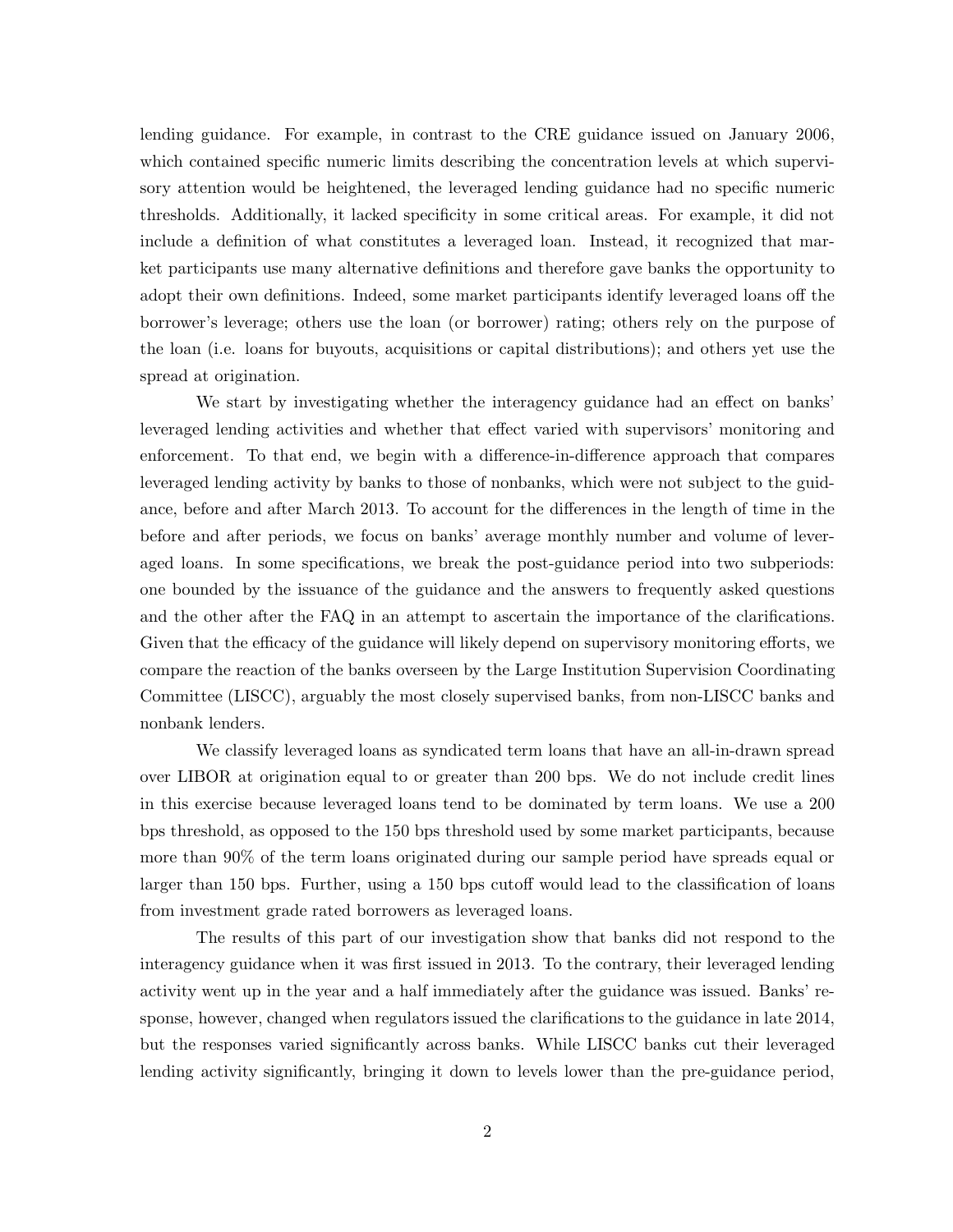lending guidance. For example, in contrast to the CRE guidance issued on January 2006, which contained specific numeric limits describing the concentration levels at which supervisory attention would be heightened, the leveraged lending guidance had no specific numeric thresholds. Additionally, it lacked specificity in some critical areas. For example, it did not include a definition of what constitutes a leveraged loan. Instead, it recognized that market participants use many alternative definitions and therefore gave banks the opportunity to adopt their own definitions. Indeed, some market participants identify leveraged loans off the borrower's leverage; others use the loan (or borrower) rating; others rely on the purpose of the loan (i.e. loans for buyouts, acquisitions or capital distributions); and others yet use the spread at origination.

We start by investigating whether the interagency guidance had an effect on banks' leveraged lending activities and whether that effect varied with supervisors' monitoring and enforcement. To that end, we begin with a difference-in-difference approach that compares leveraged lending activity by banks to those of nonbanks, which were not subject to the guidance, before and after March 2013. To account for the differences in the length of time in the before and after periods, we focus on banks' average monthly number and volume of leveraged loans. In some specifications, we break the post-guidance period into two subperiods: one bounded by the issuance of the guidance and the answers to frequently asked questions and the other after the FAQ in an attempt to ascertain the importance of the clarifications. Given that the efficacy of the guidance will likely depend on supervisory monitoring efforts, we compare the reaction of the banks overseen by the Large Institution Supervision Coordinating Committee (LISCC), arguably the most closely supervised banks, from non-LISCC banks and nonbank lenders.

We classify leveraged loans as syndicated term loans that have an all-in-drawn spread over LIBOR at origination equal to or greater than 200 bps. We do not include credit lines in this exercise because leveraged loans tend to be dominated by term loans. We use a 200 bps threshold, as opposed to the 150 bps threshold used by some market participants, because more than 90% of the term loans originated during our sample period have spreads equal or larger than 150 bps. Further, using a 150 bps cutoff would lead to the classification of loans from investment grade rated borrowers as leveraged loans.

The results of this part of our investigation show that banks did not respond to the interagency guidance when it was first issued in 2013. To the contrary, their leveraged lending activity went up in the year and a half immediately after the guidance was issued. Banks' response, however, changed when regulators issued the clarifications to the guidance in late 2014, but the responses varied significantly across banks. While LISCC banks cut their leveraged lending activity significantly, bringing it down to levels lower than the pre-guidance period,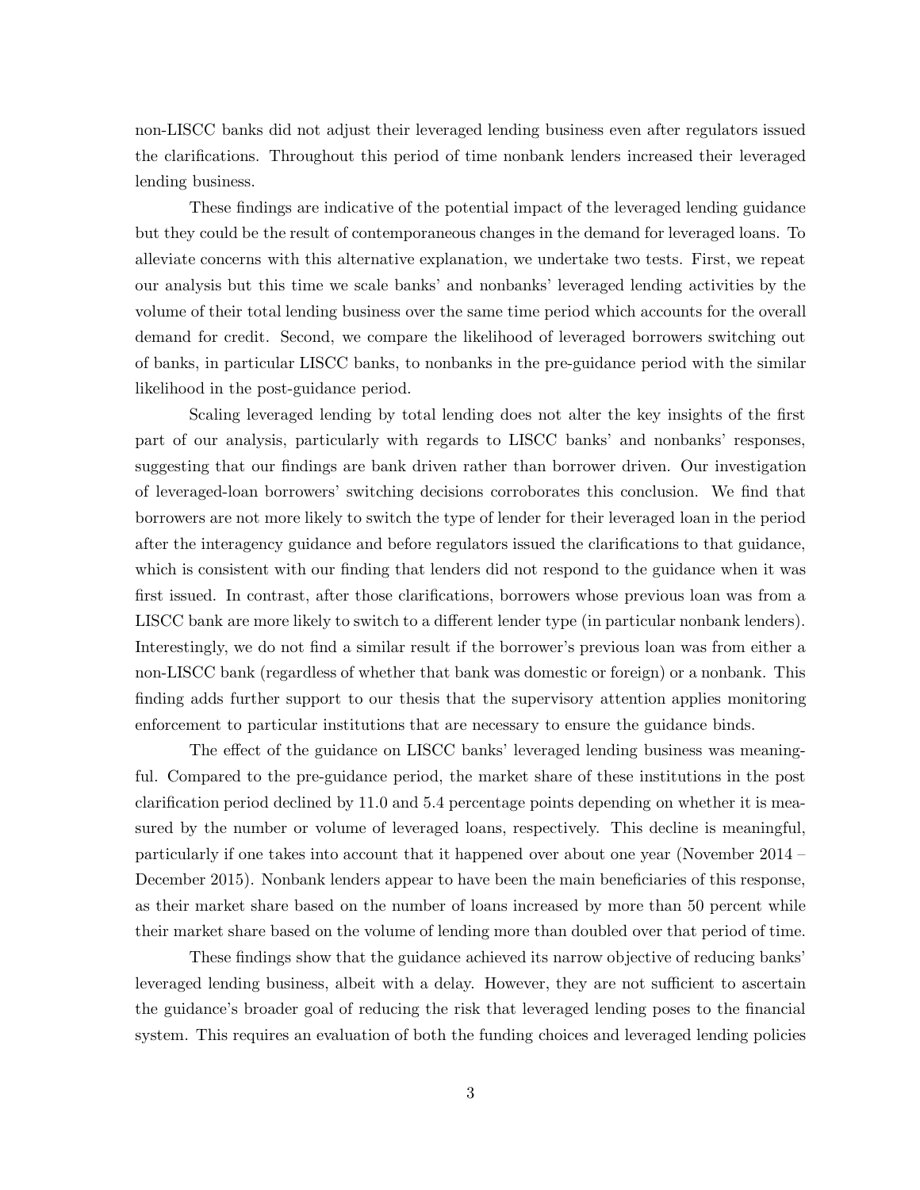non-LISCC banks did not adjust their leveraged lending business even after regulators issued the clarifications. Throughout this period of time nonbank lenders increased their leveraged lending business.

These findings are indicative of the potential impact of the leveraged lending guidance but they could be the result of contemporaneous changes in the demand for leveraged loans. To alleviate concerns with this alternative explanation, we undertake two tests. First, we repeat our analysis but this time we scale banks' and nonbanks' leveraged lending activities by the volume of their total lending business over the same time period which accounts for the overall demand for credit. Second, we compare the likelihood of leveraged borrowers switching out of banks, in particular LISCC banks, to nonbanks in the pre-guidance period with the similar likelihood in the post-guidance period.

Scaling leveraged lending by total lending does not alter the key insights of the first part of our analysis, particularly with regards to LISCC banks' and nonbanks' responses, suggesting that our findings are bank driven rather than borrower driven. Our investigation of leveraged-loan borrowers' switching decisions corroborates this conclusion. We find that borrowers are not more likely to switch the type of lender for their leveraged loan in the period after the interagency guidance and before regulators issued the clarifications to that guidance, which is consistent with our finding that lenders did not respond to the guidance when it was first issued. In contrast, after those clarifications, borrowers whose previous loan was from a LISCC bank are more likely to switch to a different lender type (in particular nonbank lenders). Interestingly, we do not find a similar result if the borrower's previous loan was from either a non-LISCC bank (regardless of whether that bank was domestic or foreign) or a nonbank. This finding adds further support to our thesis that the supervisory attention applies monitoring enforcement to particular institutions that are necessary to ensure the guidance binds.

The effect of the guidance on LISCC banks' leveraged lending business was meaningful. Compared to the pre-guidance period, the market share of these institutions in the post clarification period declined by 11.0 and 5.4 percentage points depending on whether it is measured by the number or volume of leveraged loans, respectively. This decline is meaningful, particularly if one takes into account that it happened over about one year (November 2014 – December 2015). Nonbank lenders appear to have been the main beneficiaries of this response, as their market share based on the number of loans increased by more than 50 percent while their market share based on the volume of lending more than doubled over that period of time.

These findings show that the guidance achieved its narrow objective of reducing banks' leveraged lending business, albeit with a delay. However, they are not sufficient to ascertain the guidance's broader goal of reducing the risk that leveraged lending poses to the financial system. This requires an evaluation of both the funding choices and leveraged lending policies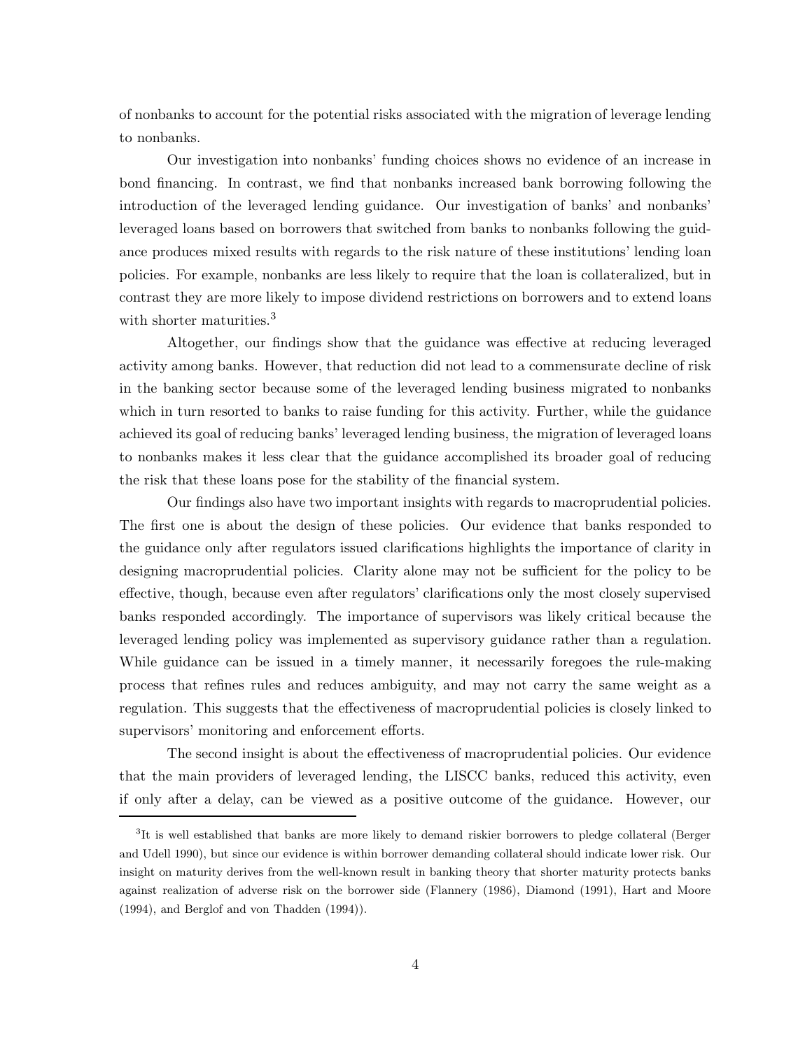of nonbanks to account for the potential risks associated with the migration of leverage lending to nonbanks.

Our investigation into nonbanks' funding choices shows no evidence of an increase in bond financing. In contrast, we find that nonbanks increased bank borrowing following the introduction of the leveraged lending guidance. Our investigation of banks' and nonbanks' leveraged loans based on borrowers that switched from banks to nonbanks following the guidance produces mixed results with regards to the risk nature of these institutions' lending loan policies. For example, nonbanks are less likely to require that the loan is collateralized, but in contrast they are more likely to impose dividend restrictions on borrowers and to extend loans with shorter maturities.[3]

Altogether, our findings show that the guidance was effective at reducing leveraged activity among banks. However, that reduction did not lead to a commensurate decline of risk in the banking sector because some of the leveraged lending business migrated to nonbanks which in turn resorted to banks to raise funding for this activity. Further, while the guidance achieved its goal of reducing banks' leveraged lending business, the migration of leveraged loans to nonbanks makes it less clear that the guidance accomplished its broader goal of reducing the risk that these loans pose for the stability of the financial system.

Our findings also have two important insights with regards to macroprudential policies. The first one is about the design of these policies. Our evidence that banks responded to the guidance only after regulators issued clarifications highlights the importance of clarity in designing macroprudential policies. Clarity alone may not be sufficient for the policy to be effective, though, because even after regulators' clarifications only the most closely supervised banks responded accordingly. The importance of supervisors was likely critical because the leveraged lending policy was implemented as supervisory guidance rather than a regulation. While guidance can be issued in a timely manner, it necessarily foregoes the rule-making process that refines rules and reduces ambiguity, and may not carry the same weight as a regulation. This suggests that the effectiveness of macroprudential policies is closely linked to supervisors' monitoring and enforcement efforts.

The second insight is about the effectiveness of macroprudential policies. Our evidence that the main providers of leveraged lending, the LISCC banks, reduced this activity, even if only after a delay, can be viewed as a positive outcome of the guidance. However, our

[3]It is well established that banks are more likely to demand riskier borrowers to pledge collateral (Berger and Udell 1990), but since our evidence is within borrower demanding collateral should indicate lower risk. Our insight on maturity derives from the well-known result in banking theory that shorter maturity protects banks against realization of adverse risk on the borrower side (Flannery (1986), Diamond (1991), Hart and Moore (1994), and Berglof and von Thadden (1994)).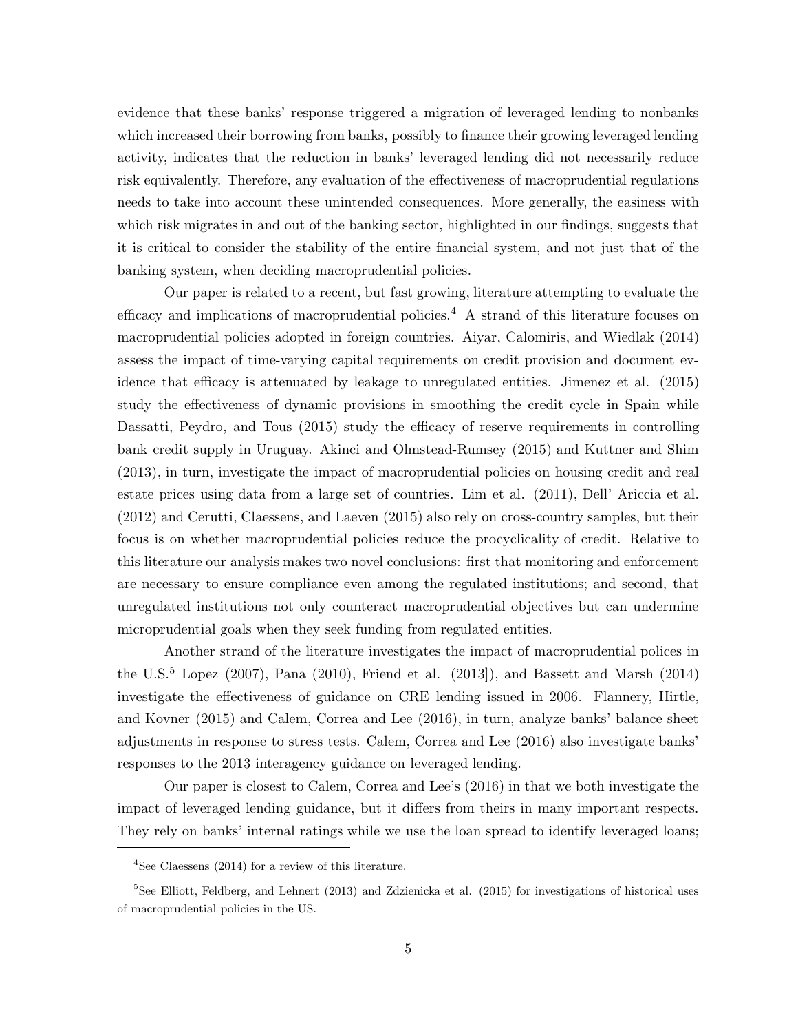evidence that these banks' response triggered a migration of leveraged lending to nonbanks which increased their borrowing from banks, possibly to finance their growing leveraged lending activity, indicates that the reduction in banks' leveraged lending did not necessarily reduce risk equivalently. Therefore, any evaluation of the effectiveness of macroprudential regulations needs to take into account these unintended consequences. More generally, the easiness with which risk migrates in and out of the banking sector, highlighted in our findings, suggests that it is critical to consider the stability of the entire financial system, and not just that of the banking system, when deciding macroprudential policies.

Our paper is related to a recent, but fast growing, literature attempting to evaluate the efficacy and implications of macroprudential policies.[4] A strand of this literature focuses on macroprudential policies adopted in foreign countries. Aiyar, Calomiris, and Wiedlak (2014) assess the impact of time-varying capital requirements on credit provision and document evidence that efficacy is attenuated by leakage to unregulated entities. Jimenez et al. (2015) study the effectiveness of dynamic provisions in smoothing the credit cycle in Spain while Dassatti, Peydro, and Tous (2015) study the efficacy of reserve requirements in controlling bank credit supply in Uruguay. Akinci and Olmstead-Rumsey (2015) and Kuttner and Shim (2013), in turn, investigate the impact of macroprudential policies on housing credit and real estate prices using data from a large set of countries. Lim et al. (2011), Dell' Ariccia et al. (2012) and Cerutti, Claessens, and Laeven (2015) also rely on cross-country samples, but their focus is on whether macroprudential policies reduce the procyclicality of credit. Relative to this literature our analysis makes two novel conclusions: first that monitoring and enforcement are necessary to ensure compliance even among the regulated institutions; and second, that unregulated institutions not only counteract macroprudential objectives but can undermine microprudential goals when they seek funding from regulated entities.

Another strand of the literature investigates the impact of macroprudential polices in the U.S.[5] Lopez (2007), Pana (2010), Friend et al. (2013]), and Bassett and Marsh (2014) investigate the effectiveness of guidance on CRE lending issued in 2006. Flannery, Hirtle, and Kovner (2015) and Calem, Correa and Lee (2016), in turn, analyze banks' balance sheet adjustments in response to stress tests. Calem, Correa and Lee (2016) also investigate banks' responses to the 2013 interagency guidance on leveraged lending.

Our paper is closest to Calem, Correa and Lee's (2016) in that we both investigate the impact of leveraged lending guidance, but it differs from theirs in many important respects. They rely on banks' internal ratings while we use the loan spread to identify leveraged loans;

[4] See Claessens (2014) for a review of this literature.

[5] See Elliott, Feldberg, and Lehnert (2013) and Zdzienicka et al. (2015) for investigations of historical uses of macroprudential policies in the US.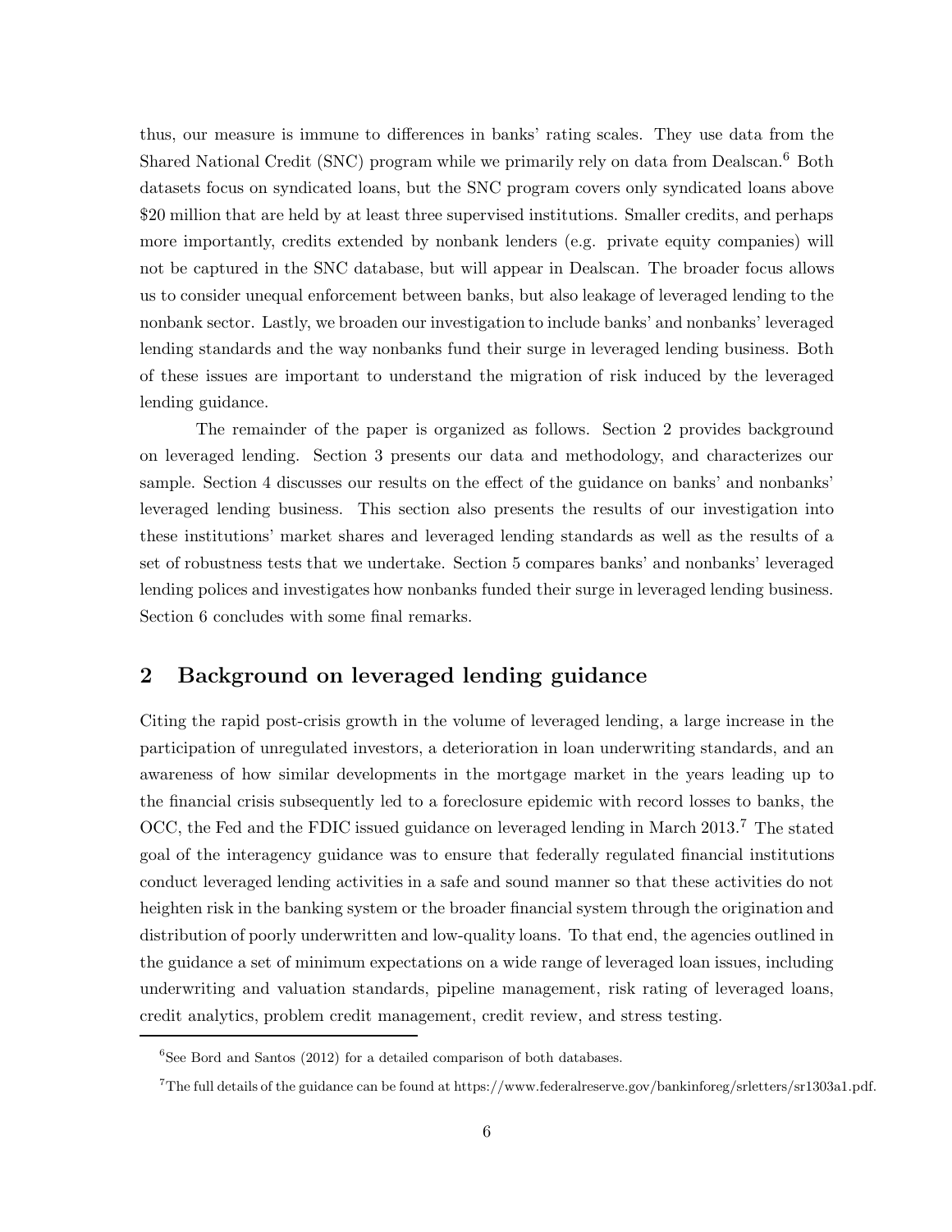thus, our measure is immune to differences in banks' rating scales. They use data from the Shared National Credit (SNC) program while we primarily rely on data from Dealscan.[6] Both datasets focus on syndicated loans, but the SNC program covers only syndicated loans above $20 million that are held by at least three supervised institutions. Smaller credits, and perhaps more importantly, credits extended by nonbank lenders (e.g. private equity companies) will not be captured in the SNC database, but will appear in Dealscan. The broader focus allows us to consider unequal enforcement between banks, but also leakage of leveraged lending to the nonbank sector. Lastly, we broaden our investigation to include banks' and nonbanks' leveraged lending standards and the way nonbanks fund their surge in leveraged lending business. Both of these issues are important to understand the migration of risk induced by the leveraged lending guidance.

The remainder of the paper is organized as follows. Section 2 provides background on leveraged lending. Section 3 presents our data and methodology, and characterizes our sample. Section 4 discusses our results on the effect of the guidance on banks' and nonbanks' leveraged lending business. This section also presents the results of our investigation into these institutions' market shares and leveraged lending standards as well as the results of a set of robustness tests that we undertake. Section 5 compares banks' and nonbanks' leveraged lending polices and investigates how nonbanks funded their surge in leveraged lending business. Section 6 concludes with some final remarks.

## 2 Background on leveraged lending guidance

Citing the rapid post-crisis growth in the volume of leveraged lending, a large increase in the participation of unregulated investors, a deterioration in loan underwriting standards, and an awareness of how similar developments in the mortgage market in the years leading up to the financial crisis subsequently led to a foreclosure epidemic with record losses to banks, the OCC, the Fed and the FDIC issued guidance on leveraged lending in March 2013.[7] The stated goal of the interagency guidance was to ensure that federally regulated financial institutions conduct leveraged lending activities in a safe and sound manner so that these activities do not heighten risk in the banking system or the broader financial system through the origination and distribution of poorly underwritten and low-quality loans. To that end, the agencies outlined in the guidance a set of minimum expectations on a wide range of leveraged loan issues, including underwriting and valuation standards, pipeline management, risk rating of leveraged loans, credit analytics, problem credit management, credit review, and stress testing.

[6] See Bord and Santos (2012) for a detailed comparison of both databases.

[7] The full details of the guidance can be found at https://www.federalreserve.gov/bankinforeg/srletters/sr1303a1.pdf.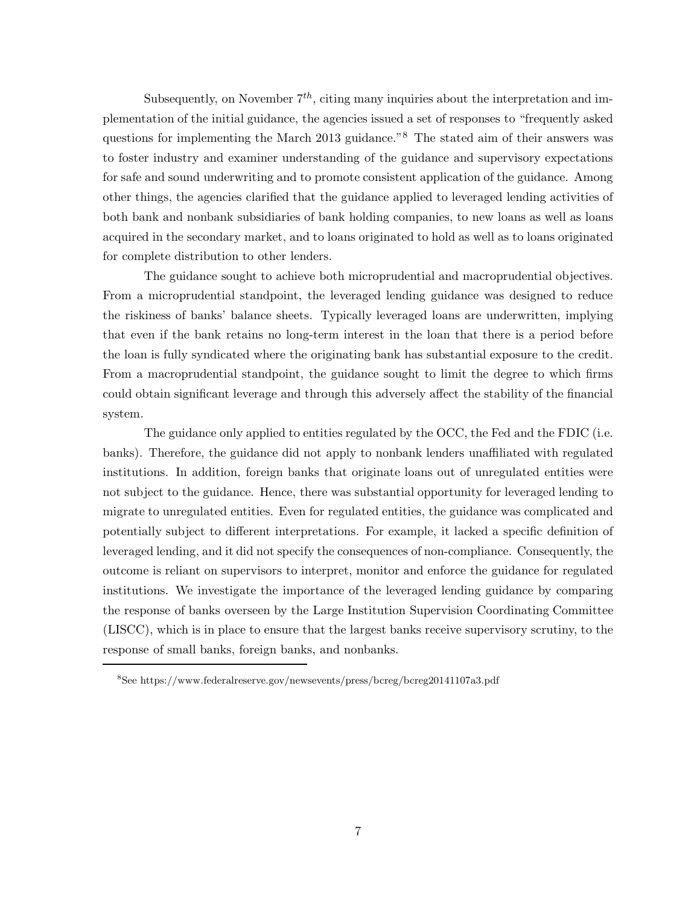Subsequently, on November $7^{th}$, citing many inquiries about the interpretation and implementation of the initial guidance, the agencies issued a set of responses to "frequently asked questions for implementing the March 2013 guidance."[8] The stated aim of their answers was to foster industry and examiner understanding of the guidance and supervisory expectations for safe and sound underwriting and to promote consistent application of the guidance. Among other things, the agencies clarified that the guidance applied to leveraged lending activities of both bank and nonbank subsidiaries of bank holding companies, to new loans as well as loans acquired in the secondary market, and to loans originated to hold as well as to loans originated for complete distribution to other lenders.

The guidance sought to achieve both microprudential and macroprudential objectives. From a microprudential standpoint, the leveraged lending guidance was designed to reduce the riskiness of banks' balance sheets. Typically leveraged loans are underwritten, implying that even if the bank retains no long-term interest in the loan that there is a period before the loan is fully syndicated where the originating bank has substantial exposure to the credit. From a macroprudential standpoint, the guidance sought to limit the degree to which firms could obtain significant leverage and through this adversely affect the stability of the financial system.

The guidance only applied to entities regulated by the OCC, the Fed and the FDIC (i.e. banks). Therefore, the guidance did not apply to nonbank lenders unaffiliated with regulated institutions. In addition, foreign banks that originate loans out of unregulated entities were not subject to the guidance. Hence, there was substantial opportunity for leveraged lending to migrate to unregulated entities. Even for regulated entities, the guidance was complicated and potentially subject to different interpretations. For example, it lacked a specific definition of leveraged lending, and it did not specify the consequences of non-compliance. Consequently, the outcome is reliant on supervisors to interpret, monitor and enforce the guidance for regulated institutions. We investigate the importance of the leveraged lending guidance by comparing the response of banks overseen by the Large Institution Supervision Coordinating Committee (LISCC), which is in place to ensure that the largest banks receive supervisory scrutiny, to the response of small banks, foreign banks, and nonbanks.

[8] See https://www.federalreserve.gov/newsevents/press/bcreg/bcreg20141107a3.pdf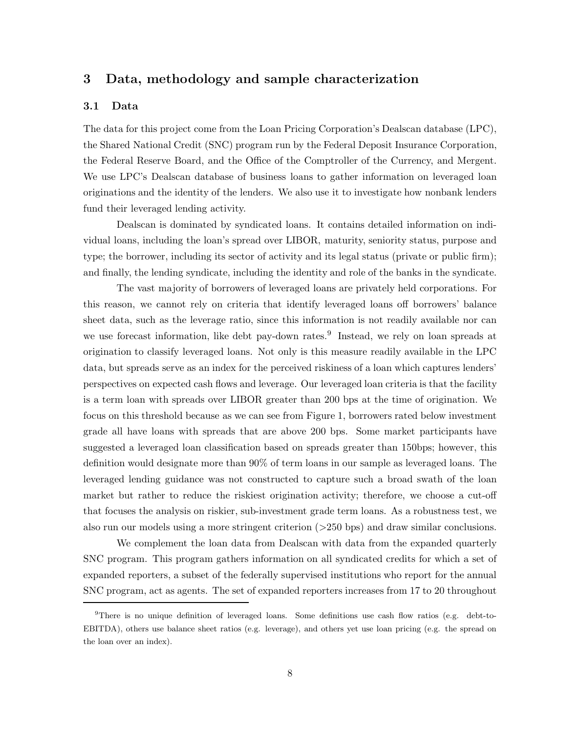## 3 Data, methodology and sample characterization

### 3.1 Data

The data for this project come from the Loan Pricing Corporation's Dealscan database (LPC), the Shared National Credit (SNC) program run by the Federal Deposit Insurance Corporation, the Federal Reserve Board, and the Office of the Comptroller of the Currency, and Mergent. We use LPC's Dealscan database of business loans to gather information on leveraged loan originations and the identity of the lenders. We also use it to investigate how nonbank lenders fund their leveraged lending activity.

Dealscan is dominated by syndicated loans. It contains detailed information on individual loans, including the loan's spread over LIBOR, maturity, seniority status, purpose and type; the borrower, including its sector of activity and its legal status (private or public firm); and finally, the lending syndicate, including the identity and role of the banks in the syndicate.

The vast majority of borrowers of leveraged loans are privately held corporations. For this reason, we cannot rely on criteria that identify leveraged loans off borrowers' balance sheet data, such as the leverage ratio, since this information is not readily available nor can we use forecast information, like debt pay-down rates.[9] Instead, we rely on loan spreads at origination to classify leveraged loans. Not only is this measure readily available in the LPC data, but spreads serve as an index for the perceived riskiness of a loan which captures lenders' perspectives on expected cash flows and leverage. Our leveraged loan criteria is that the facility is a term loan with spreads over LIBOR greater than 200 bps at the time of origination. We focus on this threshold because as we can see from Figure 1, borrowers rated below investment grade all have loans with spreads that are above 200 bps. Some market participants have suggested a leveraged loan classification based on spreads greater than 150bps; however, this definition would designate more than 90% of term loans in our sample as leveraged loans. The leveraged lending guidance was not constructed to capture such a broad swath of the loan market but rather to reduce the riskiest origination activity; therefore, we choose a cut-off that focuses the analysis on riskier, sub-investment grade term loans. As a robustness test, we also run our models using a more stringent criterion (>250 bps) and draw similar conclusions.

We complement the loan data from Dealscan with data from the expanded quarterly SNC program. This program gathers information on all syndicated credits for which a set of expanded reporters, a subset of the federally supervised institutions who report for the annual SNC program, act as agents. The set of expanded reporters increases from 17 to 20 throughout

[9] There is no unique definition of leveraged loans. Some definitions use cash flow ratios (e.g. debt-to-EBITDA), others use balance sheet ratios (e.g. leverage), and others yet use loan pricing (e.g. the spread on the loan over an index).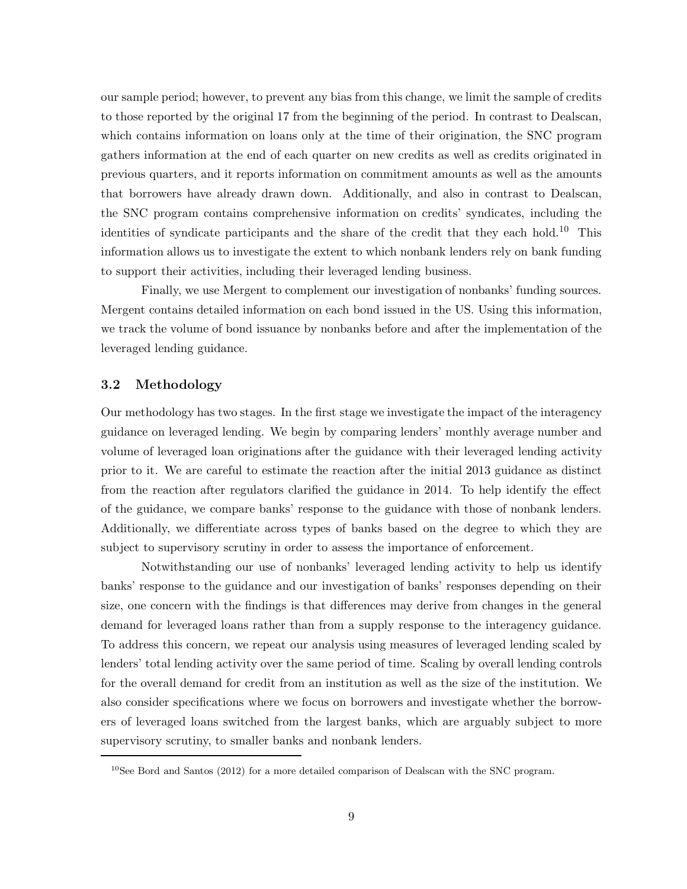our sample period; however, to prevent any bias from this change, we limit the sample of credits to those reported by the original 17 from the beginning of the period. In contrast to Dealscan, which contains information on loans only at the time of their origination, the SNC program gathers information at the end of each quarter on new credits as well as credits originated in previous quarters, and it reports information on commitment amounts as well as the amounts that borrowers have already drawn down. Additionally, and also in contrast to Dealscan, the SNC program contains comprehensive information on credits' syndicates, including the identities of syndicate participants and the share of the credit that they each hold.[10] This information allows us to investigate the extent to which nonbank lenders rely on bank funding to support their activities, including their leveraged lending business.

Finally, we use Mergent to complement our investigation of nonbanks' funding sources. Mergent contains detailed information on each bond issued in the US. Using this information, we track the volume of bond issuance by nonbanks before and after the implementation of the leveraged lending guidance.

### 3.2 Methodology

Our methodology has two stages. In the first stage we investigate the impact of the interagency guidance on leveraged lending. We begin by comparing lenders' monthly average number and volume of leveraged loan originations after the guidance with their leveraged lending activity prior to it. We are careful to estimate the reaction after the initial 2013 guidance as distinct from the reaction after regulators clarified the guidance in 2014. To help identify the effect of the guidance, we compare banks' response to the guidance with those of nonbank lenders. Additionally, we differentiate across types of banks based on the degree to which they are subject to supervisory scrutiny in order to assess the importance of enforcement.

Notwithstanding our use of nonbanks' leveraged lending activity to help us identify banks' response to the guidance and our investigation of banks' responses depending on their size, one concern with the findings is that differences may derive from changes in the general demand for leveraged loans rather than from a supply response to the interagency guidance. To address this concern, we repeat our analysis using measures of leveraged lending scaled by lenders' total lending activity over the same period of time. Scaling by overall lending controls for the overall demand for credit from an institution as well as the size of the institution. We also consider specifications where we focus on borrowers and investigate whether the borrowers of leveraged loans switched from the largest banks, which are arguably subject to more supervisory scrutiny, to smaller banks and nonbank lenders.

[10]See Bord and Santos (2012) for a more detailed comparison of Dealscan with the SNC program.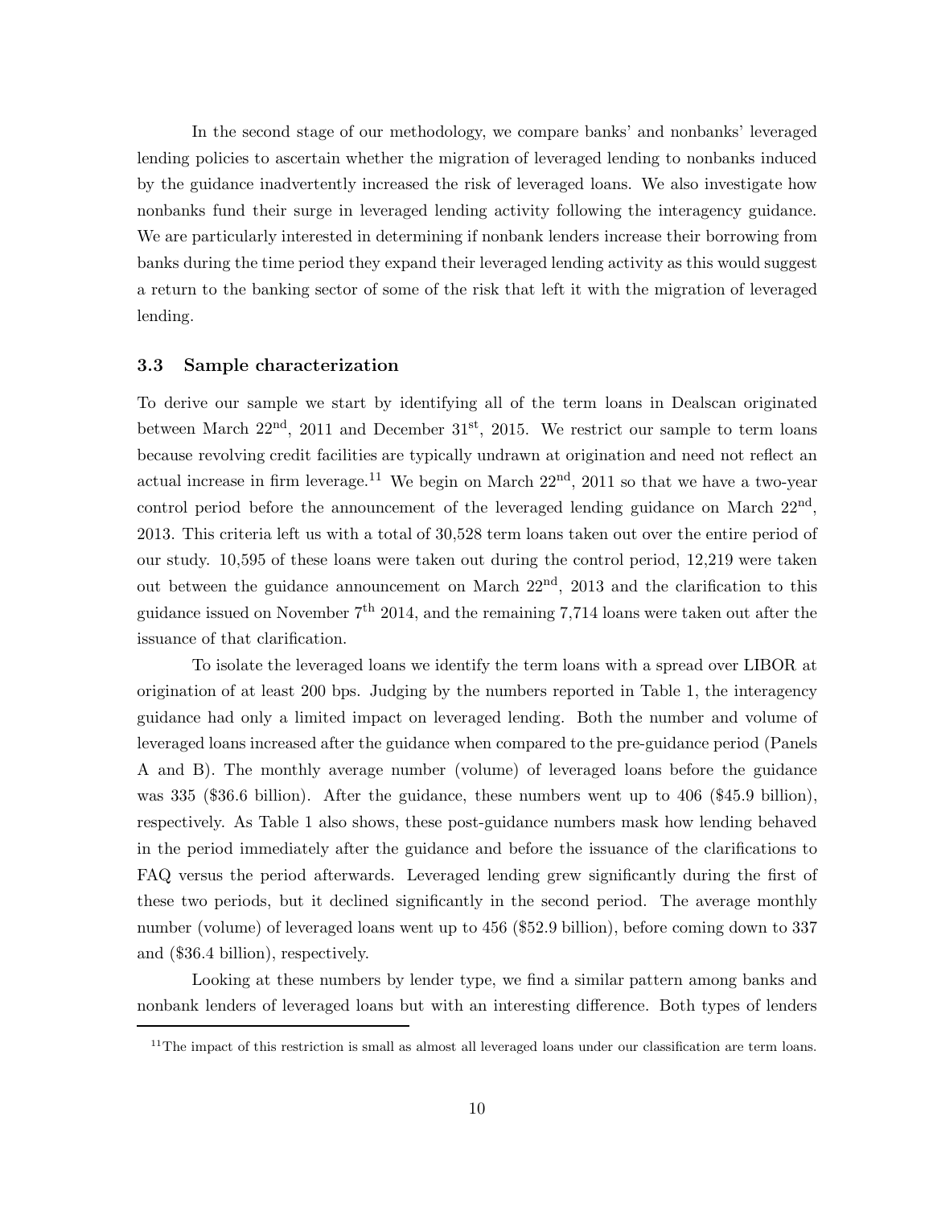In the second stage of our methodology, we compare banks' and nonbanks' leveraged lending policies to ascertain whether the migration of leveraged lending to nonbanks induced by the guidance inadvertently increased the risk of leveraged loans. We also investigate how nonbanks fund their surge in leveraged lending activity following the interagency guidance. We are particularly interested in determining if nonbank lenders increase their borrowing from banks during the time period they expand their leveraged lending activity as this would suggest a return to the banking sector of some of the risk that left it with the migration of leveraged lending.

### 3.3 Sample characterization

To derive our sample we start by identifying all of the term loans in Dealscan originated between March 22nd, 2011 and December 31st, 2015. We restrict our sample to term loans because revolving credit facilities are typically undrawn at origination and need not reflect an actual increase in firm leverage.[11] We begin on March 22nd, 2011 so that we have a two-year control period before the announcement of the leveraged lending guidance on March 22nd, 2013. This criteria left us with a total of 30,528 term loans taken out over the entire period of our study. 10,595 of these loans were taken out during the control period, 12,219 were taken out between the guidance announcement on March 22nd, 2013 and the clarification to this guidance issued on November 7th 2014, and the remaining 7,714 loans were taken out after the issuance of that clarification.

To isolate the leveraged loans we identify the term loans with a spread over LIBOR at origination of at least 200 bps. Judging by the numbers reported in Table 1, the interagency guidance had only a limited impact on leveraged lending. Both the number and volume of leveraged loans increased after the guidance when compared to the pre-guidance period (Panels A and B). The monthly average number (volume) of leveraged loans before the guidance was 335 ($36.6 billion). After the guidance, these numbers went up to 406 ($45.9 billion), respectively. As Table 1 also shows, these post-guidance numbers mask how lending behaved in the period immediately after the guidance and before the issuance of the clarifications to FAQ versus the period afterwards. Leveraged lending grew significantly during the first of these two periods, but it declined significantly in the second period. The average monthly number (volume) of leveraged loans went up to 456 ($52.9 billion), before coming down to 337 and ($36.4 billion), respectively.

Looking at these numbers by lender type, we find a similar pattern among banks and nonbank lenders of leveraged loans but with an interesting difference. Both types of lenders

[11]The impact of this restriction is small as almost all leveraged loans under our classification are term loans.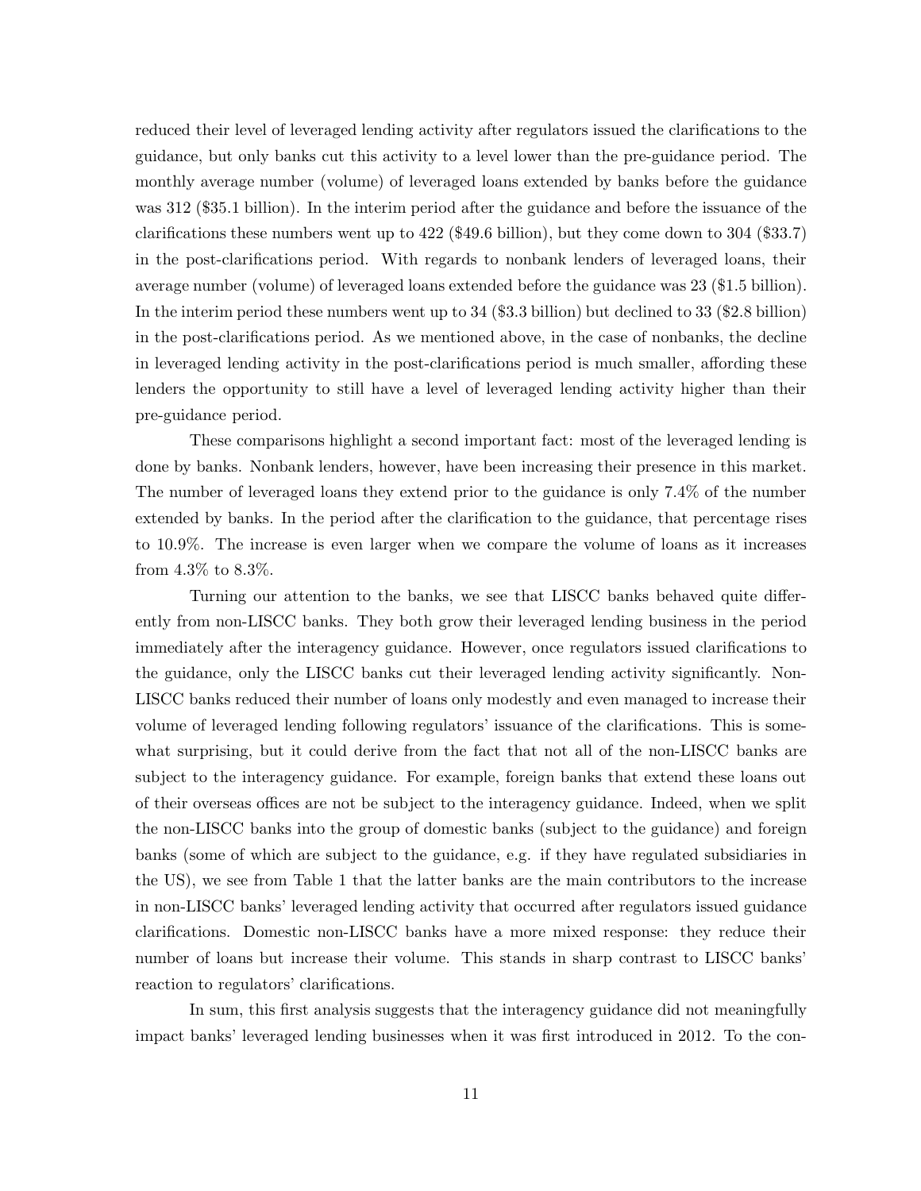reduced their level of leveraged lending activity after regulators issued the clarifications to the guidance, but only banks cut this activity to a level lower than the pre-guidance period. The monthly average number (volume) of leveraged loans extended by banks before the guidance was 312 ($35.1 billion). In the interim period after the guidance and before the issuance of the clarifications these numbers went up to 422 ($49.6 billion), but they come down to 304 ($33.7) in the post-clarifications period. With regards to nonbank lenders of leveraged loans, their average number (volume) of leveraged loans extended before the guidance was 23 ($1.5 billion). In the interim period these numbers went up to 34 ($3.3 billion) but declined to 33 ($2.8 billion) in the post-clarifications period. As we mentioned above, in the case of nonbanks, the decline in leveraged lending activity in the post-clarifications period is much smaller, affording these lenders the opportunity to still have a level of leveraged lending activity higher than their pre-guidance period.

These comparisons highlight a second important fact: most of the leveraged lending is done by banks. Nonbank lenders, however, have been increasing their presence in this market. The number of leveraged loans they extend prior to the guidance is only 7.4% of the number extended by banks. In the period after the clarification to the guidance, that percentage rises to 10.9%. The increase is even larger when we compare the volume of loans as it increases from 4.3% to 8.3%.

Turning our attention to the banks, we see that LISCC banks behaved quite differently from non-LISCC banks. They both grow their leveraged lending business in the period immediately after the interagency guidance. However, once regulators issued clarifications to the guidance, only the LISCC banks cut their leveraged lending activity significantly. Non-LISCC banks reduced their number of loans only modestly and even managed to increase their volume of leveraged lending following regulators' issuance of the clarifications. This is somewhat surprising, but it could derive from the fact that not all of the non-LISCC banks are subject to the interagency guidance. For example, foreign banks that extend these loans out of their overseas offices are not be subject to the interagency guidance. Indeed, when we split the non-LISCC banks into the group of domestic banks (subject to the guidance) and foreign banks (some of which are subject to the guidance, e.g. if they have regulated subsidiaries in the US), we see from Table 1 that the latter banks are the main contributors to the increase in non-LISCC banks' leveraged lending activity that occurred after regulators issued guidance clarifications. Domestic non-LISCC banks have a more mixed response: they reduce their number of loans but increase their volume. This stands in sharp contrast to LISCC banks' reaction to regulators' clarifications.

In sum, this first analysis suggests that the interagency guidance did not meaningfully impact banks' leveraged lending businesses when it was first introduced in 2012. To the con-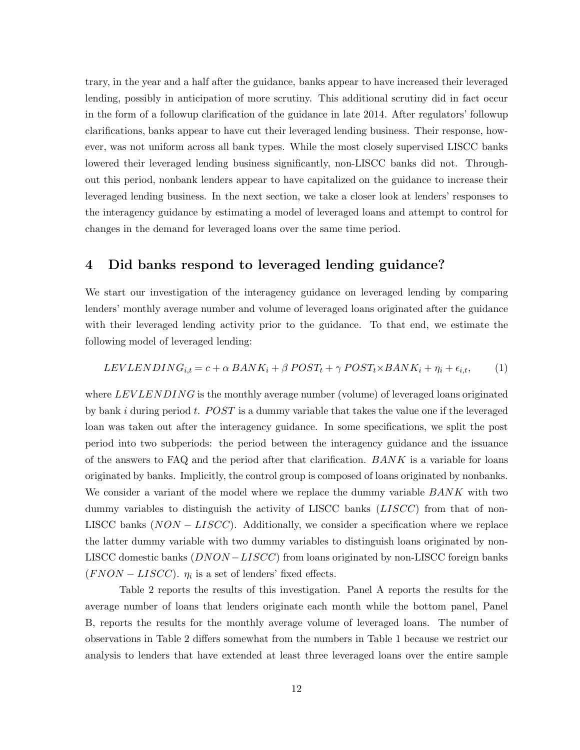trary, in the year and a half after the guidance, banks appear to have increased their leveraged lending, possibly in anticipation of more scrutiny. This additional scrutiny did in fact occur in the form of a followup clarification of the guidance in late 2014. After regulators' followup clarifications, banks appear to have cut their leveraged lending business. Their response, however, was not uniform across all bank types. While the most closely supervised LISCC banks lowered their leveraged lending business significantly, non-LISCC banks did not. Throughout this period, nonbank lenders appear to have capitalized on the guidance to increase their leveraged lending business. In the next section, we take a closer look at lenders' responses to the interagency guidance by estimating a model of leveraged loans and attempt to control for changes in the demand for leveraged loans over the same time period.

## 4 Did banks respond to leveraged lending guidance?

We start our investigation of the interagency guidance on leveraged lending by comparing lenders' monthly average number and volume of leveraged loans originated after the guidance with their leveraged lending activity prior to the guidance. To that end, we estimate the following model of leveraged lending:

$$LEVLENDING_{i,t} = c + \alpha\, BANK_i + \beta\, POST_t + \gamma\, POST_t \times BANK_i + \eta_i + \epsilon_{i,t}, \qquad (1)$$

where $LEVLENDING$ is the monthly average number (volume) of leveraged loans originated by bank $i$ during period $t$. $POST$ is a dummy variable that takes the value one if the leveraged loan was taken out after the interagency guidance. In some specifications, we split the post period into two subperiods: the period between the interagency guidance and the issuance of the answers to FAQ and the period after that clarification. $BANK$ is a variable for loans originated by banks. Implicitly, the control group is composed of loans originated by nonbanks. We consider a variant of the model where we replace the dummy variable $BANK$ with two dummy variables to distinguish the activity of LISCC banks ($LISCC$) from that of non-LISCC banks ($NON-LISCC$). Additionally, we consider a specification where we replace the latter dummy variable with two dummy variables to distinguish loans originated by non-LISCC domestic banks ($DNON-LISCC$) from loans originated by non-LISCC foreign banks ($FNON-LISCC$). $\eta_i$ is a set of lenders' fixed effects.

Table 2 reports the results of this investigation. Panel A reports the results for the average number of loans that lenders originate each month while the bottom panel, Panel B, reports the results for the monthly average volume of leveraged loans. The number of observations in Table 2 differs somewhat from the numbers in Table 1 because we restrict our analysis to lenders that have extended at least three leveraged loans over the entire sample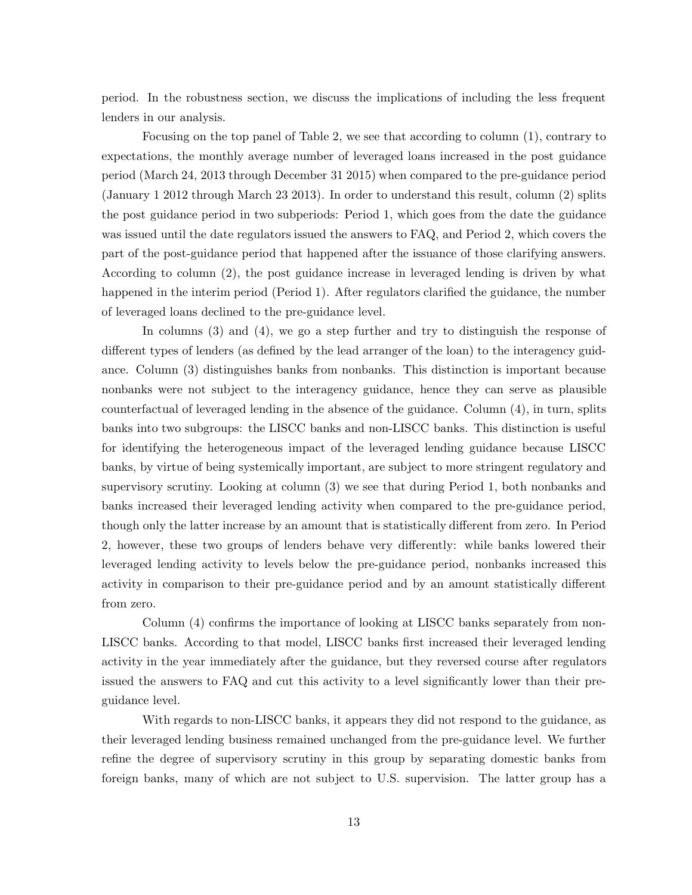period. In the robustness section, we discuss the implications of including the less frequent lenders in our analysis.

Focusing on the top panel of Table 2, we see that according to column (1), contrary to expectations, the monthly average number of leveraged loans increased in the post guidance period (March 24, 2013 through December 31 2015) when compared to the pre-guidance period (January 1 2012 through March 23 2013). In order to understand this result, column (2) splits the post guidance period in two subperiods: Period 1, which goes from the date the guidance was issued until the date regulators issued the answers to FAQ, and Period 2, which covers the part of the post-guidance period that happened after the issuance of those clarifying answers. According to column (2), the post guidance increase in leveraged lending is driven by what happened in the interim period (Period 1). After regulators clarified the guidance, the number of leveraged loans declined to the pre-guidance level.

In columns (3) and (4), we go a step further and try to distinguish the response of different types of lenders (as defined by the lead arranger of the loan) to the interagency guidance. Column (3) distinguishes banks from nonbanks. This distinction is important because nonbanks were not subject to the interagency guidance, hence they can serve as plausible counterfactual of leveraged lending in the absence of the guidance. Column (4), in turn, splits banks into two subgroups: the LISCC banks and non-LISCC banks. This distinction is useful for identifying the heterogeneous impact of the leveraged lending guidance because LISCC banks, by virtue of being systemically important, are subject to more stringent regulatory and supervisory scrutiny. Looking at column (3) we see that during Period 1, both nonbanks and banks increased their leveraged lending activity when compared to the pre-guidance period, though only the latter increase by an amount that is statistically different from zero. In Period 2, however, these two groups of lenders behave very differently: while banks lowered their leveraged lending activity to levels below the pre-guidance period, nonbanks increased this activity in comparison to their pre-guidance period and by an amount statistically different from zero.

Column (4) confirms the importance of looking at LISCC banks separately from non-LISCC banks. According to that model, LISCC banks first increased their leveraged lending activity in the year immediately after the guidance, but they reversed course after regulators issued the answers to FAQ and cut this activity to a level significantly lower than their pre-guidance level.

With regards to non-LISCC banks, it appears they did not respond to the guidance, as their leveraged lending business remained unchanged from the pre-guidance level. We further refine the degree of supervisory scrutiny in this group by separating domestic banks from foreign banks, many of which are not subject to U.S. supervision. The latter group has a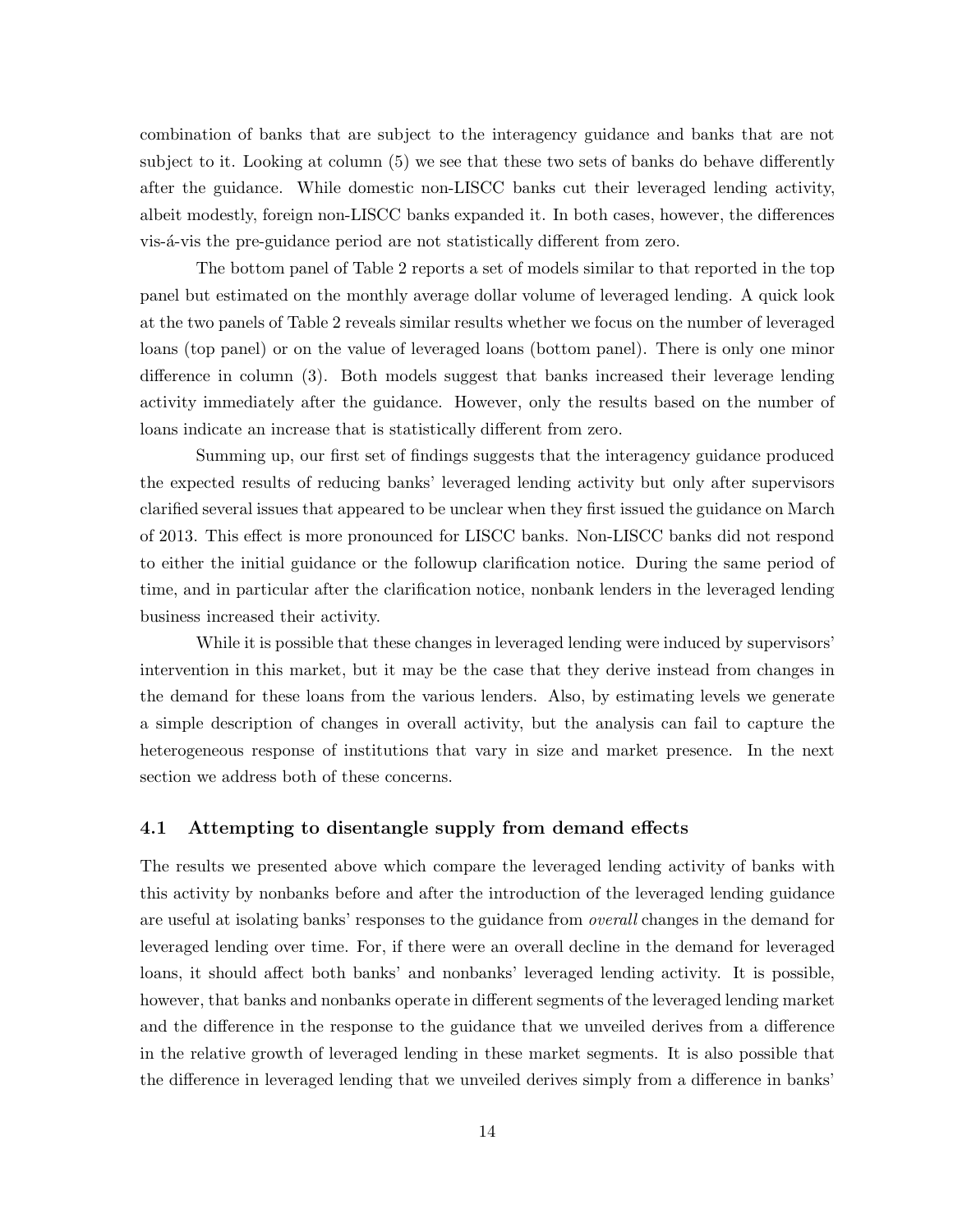combination of banks that are subject to the interagency guidance and banks that are not subject to it. Looking at column (5) we see that these two sets of banks do behave differently after the guidance. While domestic non-LISCC banks cut their leveraged lending activity, albeit modestly, foreign non-LISCC banks expanded it. In both cases, however, the differences vis-á-vis the pre-guidance period are not statistically different from zero.

The bottom panel of Table 2 reports a set of models similar to that reported in the top panel but estimated on the monthly average dollar volume of leveraged lending. A quick look at the two panels of Table 2 reveals similar results whether we focus on the number of leveraged loans (top panel) or on the value of leveraged loans (bottom panel). There is only one minor difference in column (3). Both models suggest that banks increased their leverage lending activity immediately after the guidance. However, only the results based on the number of loans indicate an increase that is statistically different from zero.

Summing up, our first set of findings suggests that the interagency guidance produced the expected results of reducing banks' leveraged lending activity but only after supervisors clarified several issues that appeared to be unclear when they first issued the guidance on March of 2013. This effect is more pronounced for LISCC banks. Non-LISCC banks did not respond to either the initial guidance or the followup clarification notice. During the same period of time, and in particular after the clarification notice, nonbank lenders in the leveraged lending business increased their activity.

While it is possible that these changes in leveraged lending were induced by supervisors' intervention in this market, but it may be the case that they derive instead from changes in the demand for these loans from the various lenders. Also, by estimating levels we generate a simple description of changes in overall activity, but the analysis can fail to capture the heterogeneous response of institutions that vary in size and market presence. In the next section we address both of these concerns.

### 4.1 Attempting to disentangle supply from demand effects

The results we presented above which compare the leveraged lending activity of banks with this activity by nonbanks before and after the introduction of the leveraged lending guidance are useful at isolating banks' responses to the guidance from *overall* changes in the demand for leveraged lending over time. For, if there were an overall decline in the demand for leveraged loans, it should affect both banks' and nonbanks' leveraged lending activity. It is possible, however, that banks and nonbanks operate in different segments of the leveraged lending market and the difference in the response to the guidance that we unveiled derives from a difference in the relative growth of leveraged lending in these market segments. It is also possible that the difference in leveraged lending that we unveiled derives simply from a difference in banks'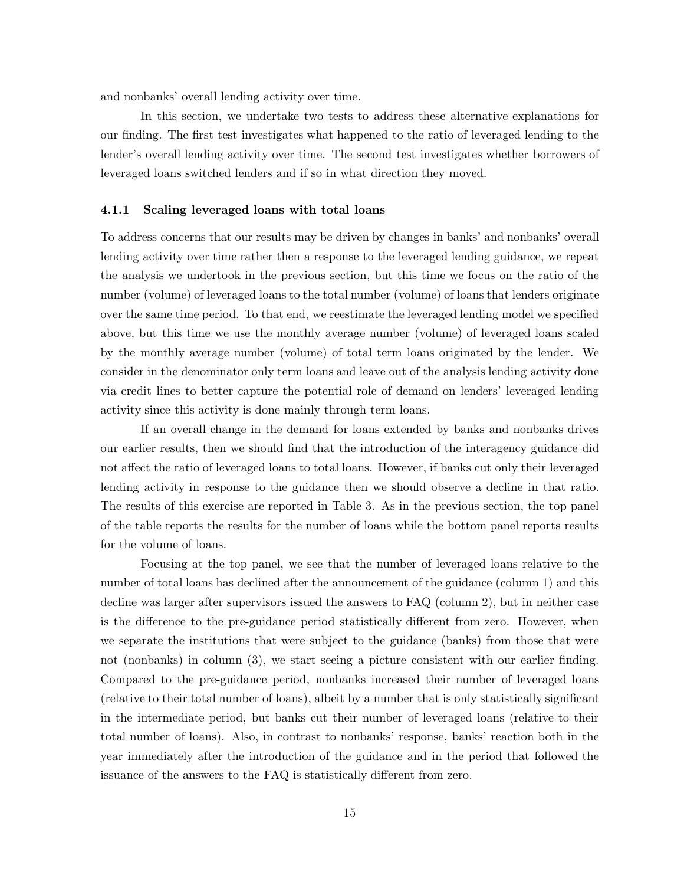and nonbanks' overall lending activity over time.

In this section, we undertake two tests to address these alternative explanations for our finding. The first test investigates what happened to the ratio of leveraged lending to the lender's overall lending activity over time. The second test investigates whether borrowers of leveraged loans switched lenders and if so in what direction they moved.

### 4.1.1 Scaling leveraged loans with total loans

To address concerns that our results may be driven by changes in banks' and nonbanks' overall lending activity over time rather then a response to the leveraged lending guidance, we repeat the analysis we undertook in the previous section, but this time we focus on the ratio of the number (volume) of leveraged loans to the total number (volume) of loans that lenders originate over the same time period. To that end, we reestimate the leveraged lending model we specified above, but this time we use the monthly average number (volume) of leveraged loans scaled by the monthly average number (volume) of total term loans originated by the lender. We consider in the denominator only term loans and leave out of the analysis lending activity done via credit lines to better capture the potential role of demand on lenders' leveraged lending activity since this activity is done mainly through term loans.

If an overall change in the demand for loans extended by banks and nonbanks drives our earlier results, then we should find that the introduction of the interagency guidance did not affect the ratio of leveraged loans to total loans. However, if banks cut only their leveraged lending activity in response to the guidance then we should observe a decline in that ratio. The results of this exercise are reported in Table 3. As in the previous section, the top panel of the table reports the results for the number of loans while the bottom panel reports results for the volume of loans.

Focusing at the top panel, we see that the number of leveraged loans relative to the number of total loans has declined after the announcement of the guidance (column 1) and this decline was larger after supervisors issued the answers to FAQ (column 2), but in neither case is the difference to the pre-guidance period statistically different from zero. However, when we separate the institutions that were subject to the guidance (banks) from those that were not (nonbanks) in column (3), we start seeing a picture consistent with our earlier finding. Compared to the pre-guidance period, nonbanks increased their number of leveraged loans (relative to their total number of loans), albeit by a number that is only statistically significant in the intermediate period, but banks cut their number of leveraged loans (relative to their total number of loans). Also, in contrast to nonbanks' response, banks' reaction both in the year immediately after the introduction of the guidance and in the period that followed the issuance of the answers to the FAQ is statistically different from zero.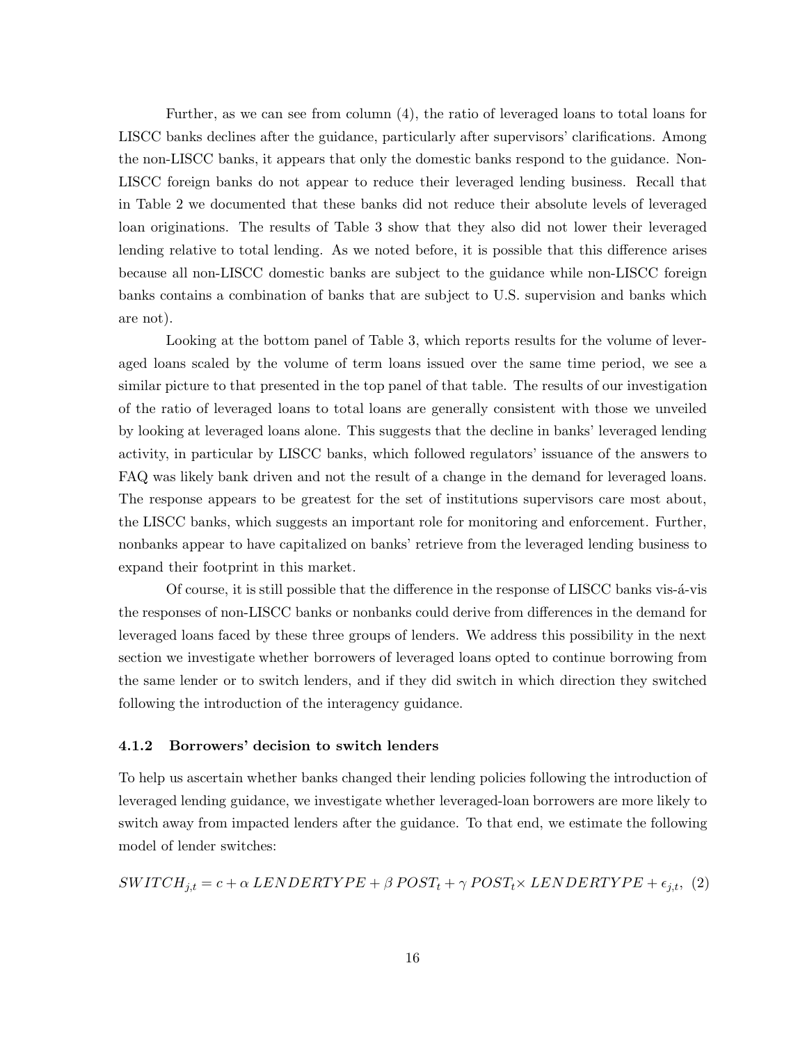Further, as we can see from column (4), the ratio of leveraged loans to total loans for LISCC banks declines after the guidance, particularly after supervisors' clarifications. Among the non-LISCC banks, it appears that only the domestic banks respond to the guidance. Non-LISCC foreign banks do not appear to reduce their leveraged lending business. Recall that in Table 2 we documented that these banks did not reduce their absolute levels of leveraged loan originations. The results of Table 3 show that they also did not lower their leveraged lending relative to total lending. As we noted before, it is possible that this difference arises because all non-LISCC domestic banks are subject to the guidance while non-LISCC foreign banks contains a combination of banks that are subject to U.S. supervision and banks which are not).

Looking at the bottom panel of Table 3, which reports results for the volume of leveraged loans scaled by the volume of term loans issued over the same time period, we see a similar picture to that presented in the top panel of that table. The results of our investigation of the ratio of leveraged loans to total loans are generally consistent with those we unveiled by looking at leveraged loans alone. This suggests that the decline in banks' leveraged lending activity, in particular by LISCC banks, which followed regulators' issuance of the answers to FAQ was likely bank driven and not the result of a change in the demand for leveraged loans. The response appears to be greatest for the set of institutions supervisors care most about, the LISCC banks, which suggests an important role for monitoring and enforcement. Further, nonbanks appear to have capitalized on banks' retrieve from the leveraged lending business to expand their footprint in this market.

Of course, it is still possible that the difference in the response of LISCC banks vis-á-vis the responses of non-LISCC banks or nonbanks could derive from differences in the demand for leveraged loans faced by these three groups of lenders. We address this possibility in the next section we investigate whether borrowers of leveraged loans opted to continue borrowing from the same lender or to switch lenders, and if they did switch in which direction they switched following the introduction of the interagency guidance.

### 4.1.2 Borrowers' decision to switch lenders

To help us ascertain whether banks changed their lending policies following the introduction of leveraged lending guidance, we investigate whether leveraged-loan borrowers are more likely to switch away from impacted lenders after the guidance. To that end, we estimate the following model of lender switches:

$$SWITCH_{j,t} = c + \alpha\, LENDERTYPE + \beta\, POST_t + \gamma\, POST_t \times LENDERTYPE + \epsilon_{j,t}, \quad (2)$$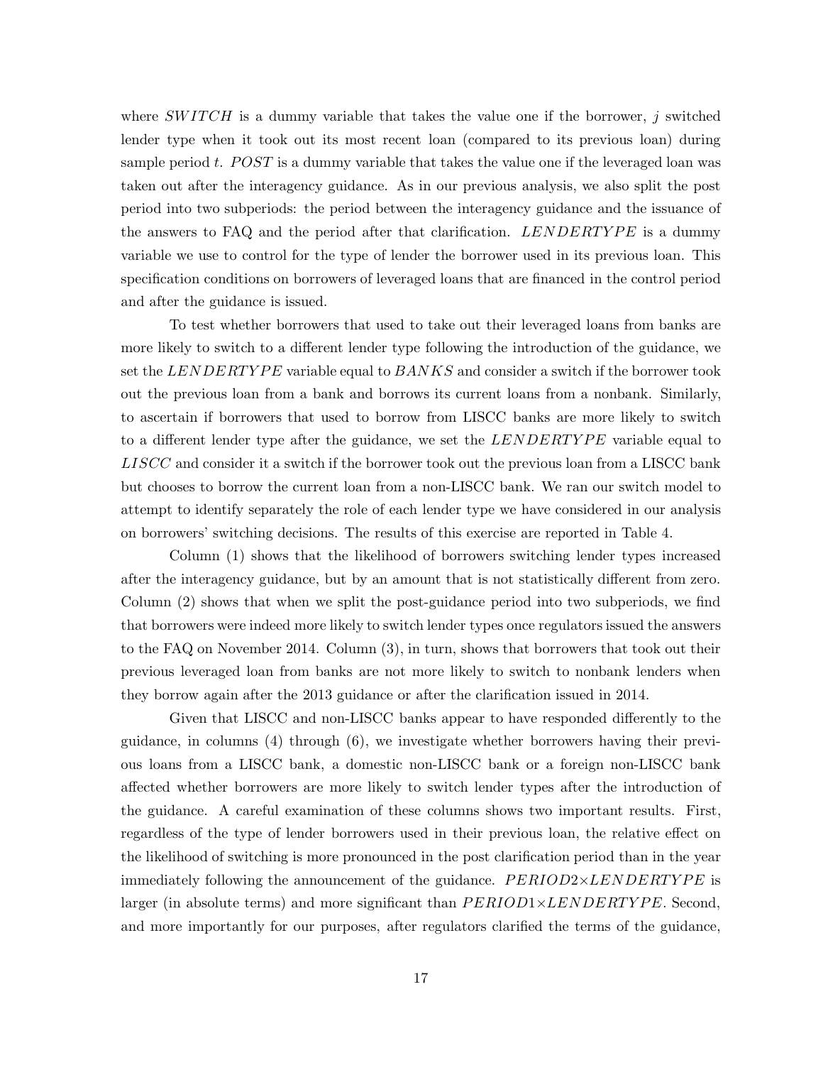where $SWITCH$ is a dummy variable that takes the value one if the borrower, $j$ switched lender type when it took out its most recent loan (compared to its previous loan) during sample period $t$. $POST$ is a dummy variable that takes the value one if the leveraged loan was taken out after the interagency guidance. As in our previous analysis, we also split the post period into two subperiods: the period between the interagency guidance and the issuance of the answers to FAQ and the period after that clarification. $LENDERTYPE$ is a dummy variable we use to control for the type of lender the borrower used in its previous loan. This specification conditions on borrowers of leveraged loans that are financed in the control period and after the guidance is issued.

To test whether borrowers that used to take out their leveraged loans from banks are more likely to switch to a different lender type following the introduction of the guidance, we set the $LENDERTYPE$ variable equal to $BANKS$ and consider a switch if the borrower took out the previous loan from a bank and borrows its current loans from a nonbank. Similarly, to ascertain if borrowers that used to borrow from LISCC banks are more likely to switch to a different lender type after the guidance, we set the $LENDERTYPE$ variable equal to $LISCC$ and consider it a switch if the borrower took out the previous loan from a LISCC bank but chooses to borrow the current loan from a non-LISCC bank. We ran our switch model to attempt to identify separately the role of each lender type we have considered in our analysis on borrowers' switching decisions. The results of this exercise are reported in Table 4.

Column (1) shows that the likelihood of borrowers switching lender types increased after the interagency guidance, but by an amount that is not statistically different from zero. Column (2) shows that when we split the post-guidance period into two subperiods, we find that borrowers were indeed more likely to switch lender types once regulators issued the answers to the FAQ on November 2014. Column (3), in turn, shows that borrowers that took out their previous leveraged loan from banks are not more likely to switch to nonbank lenders when they borrow again after the 2013 guidance or after the clarification issued in 2014.

Given that LISCC and non-LISCC banks appear to have responded differently to the guidance, in columns (4) through (6), we investigate whether borrowers having their previous loans from a LISCC bank, a domestic non-LISCC bank or a foreign non-LISCC bank affected whether borrowers are more likely to switch lender types after the introduction of the guidance. A careful examination of these columns shows two important results. First, regardless of the type of lender borrowers used in their previous loan, the relative effect on the likelihood of switching is more pronounced in the post clarification period than in the year immediately following the announcement of the guidance. $PERIOD2{\times}LENDERTYPE$ is larger (in absolute terms) and more significant than $PERIOD1{\times}LENDERTYPE$. Second, and more importantly for our purposes, after regulators clarified the terms of the guidance,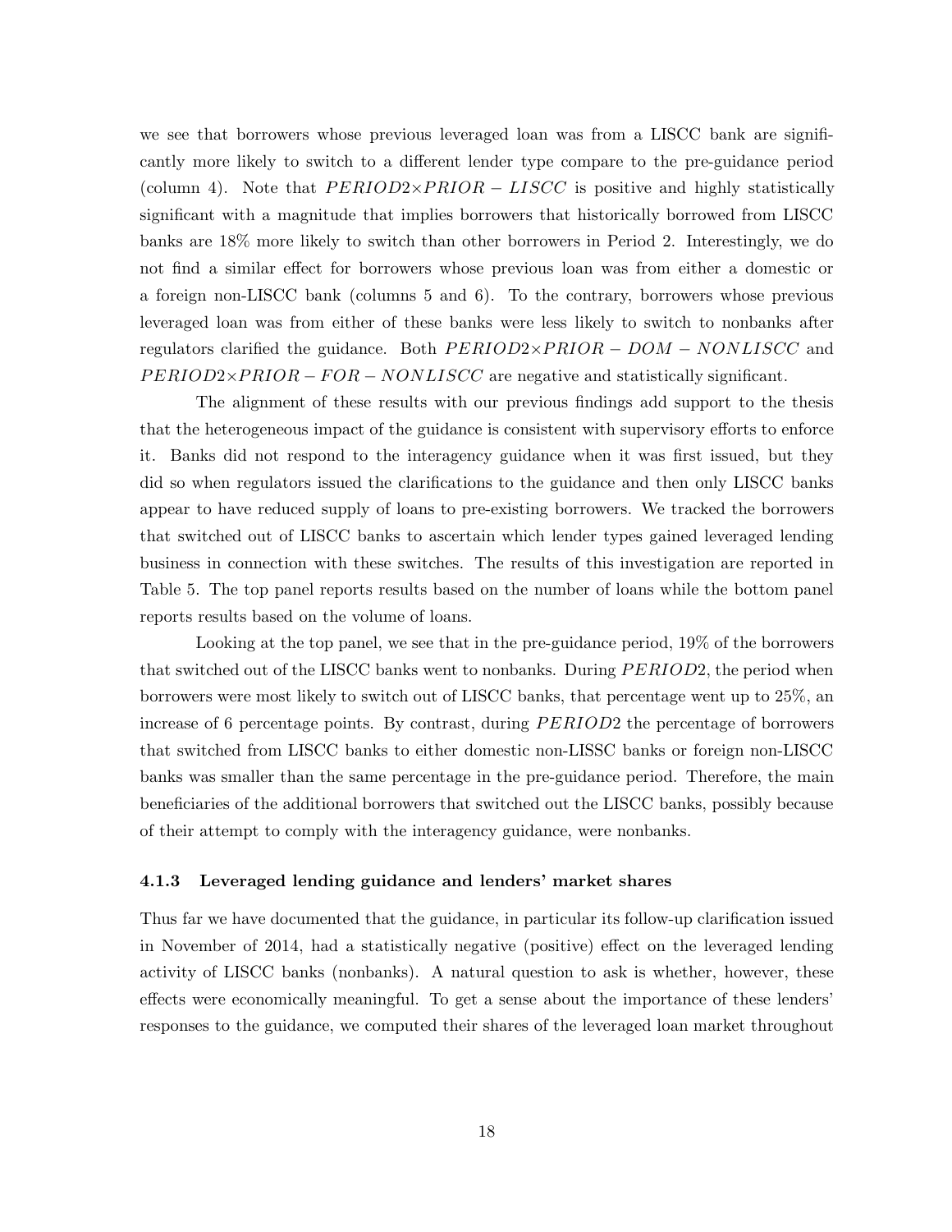we see that borrowers whose previous leveraged loan was from a LISCC bank are significantly more likely to switch to a different lender type compare to the pre-guidance period (column 4). Note that $PERIOD2 \times PRIOR-LISCC$ is positive and highly statistically significant with a magnitude that implies borrowers that historically borrowed from LISCC banks are 18% more likely to switch than other borrowers in Period 2. Interestingly, we do not find a similar effect for borrowers whose previous loan was from either a domestic or a foreign non-LISCC bank (columns 5 and 6). To the contrary, borrowers whose previous leveraged loan was from either of these banks were less likely to switch to nonbanks after regulators clarified the guidance. Both $PERIOD2 \times PRIOR-DOM-NONLISCC$ and $PERIOD2 \times PRIOR-FOR-NONLISCC$ are negative and statistically significant.

The alignment of these results with our previous findings add support to the thesis that the heterogeneous impact of the guidance is consistent with supervisory efforts to enforce it. Banks did not respond to the interagency guidance when it was first issued, but they did so when regulators issued the clarifications to the guidance and then only LISCC banks appear to have reduced supply of loans to pre-existing borrowers. We tracked the borrowers that switched out of LISCC banks to ascertain which lender types gained leveraged lending business in connection with these switches. The results of this investigation are reported in Table 5. The top panel reports results based on the number of loans while the bottom panel reports results based on the volume of loans.

Looking at the top panel, we see that in the pre-guidance period, 19% of the borrowers that switched out of the LISCC banks went to nonbanks. During $PERIOD2$, the period when borrowers were most likely to switch out of LISCC banks, that percentage went up to 25%, an increase of 6 percentage points. By contrast, during $PERIOD2$ the percentage of borrowers that switched from LISCC banks to either domestic non-LISSC banks or foreign non-LISCC banks was smaller than the same percentage in the pre-guidance period. Therefore, the main beneficiaries of the additional borrowers that switched out the LISCC banks, possibly because of their attempt to comply with the interagency guidance, were nonbanks.

### 4.1.3 Leveraged lending guidance and lenders' market shares

Thus far we have documented that the guidance, in particular its follow-up clarification issued in November of 2014, had a statistically negative (positive) effect on the leveraged lending activity of LISCC banks (nonbanks). A natural question to ask is whether, however, these effects were economically meaningful. To get a sense about the importance of these lenders' responses to the guidance, we computed their shares of the leveraged loan market throughout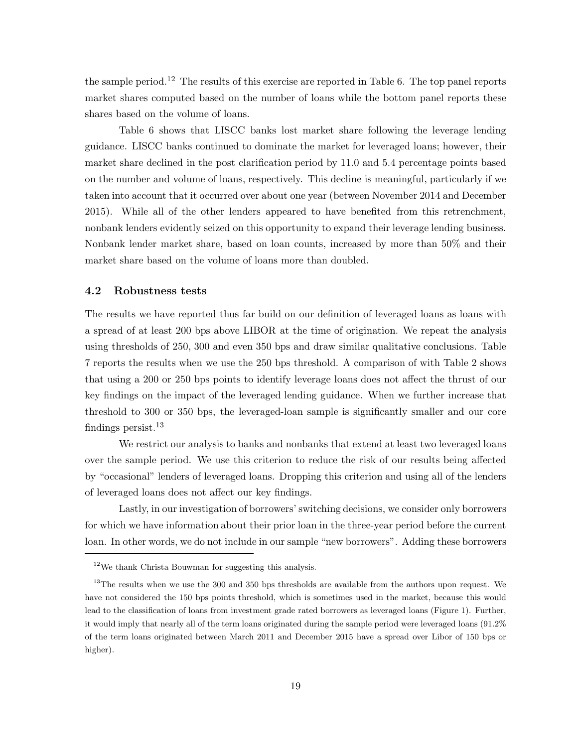the sample period.[12] The results of this exercise are reported in Table 6. The top panel reports market shares computed based on the number of loans while the bottom panel reports these shares based on the volume of loans.

Table 6 shows that LISCC banks lost market share following the leverage lending guidance. LISCC banks continued to dominate the market for leveraged loans; however, their market share declined in the post clarification period by 11.0 and 5.4 percentage points based on the number and volume of loans, respectively. This decline is meaningful, particularly if we taken into account that it occurred over about one year (between November 2014 and December 2015). While all of the other lenders appeared to have benefited from this retrenchment, nonbank lenders evidently seized on this opportunity to expand their leverage lending business. Nonbank lender market share, based on loan counts, increased by more than 50% and their market share based on the volume of loans more than doubled.

### 4.2 Robustness tests

The results we have reported thus far build on our definition of leveraged loans as loans with a spread of at least 200 bps above LIBOR at the time of origination. We repeat the analysis using thresholds of 250, 300 and even 350 bps and draw similar qualitative conclusions. Table 7 reports the results when we use the 250 bps threshold. A comparison of with Table 2 shows that using a 200 or 250 bps points to identify leverage loans does not affect the thrust of our key findings on the impact of the leveraged lending guidance. When we further increase that threshold to 300 or 350 bps, the leveraged-loan sample is significantly smaller and our core findings persist.[13]

We restrict our analysis to banks and nonbanks that extend at least two leveraged loans over the sample period. We use this criterion to reduce the risk of our results being affected by "occasional" lenders of leveraged loans. Dropping this criterion and using all of the lenders of leveraged loans does not affect our key findings.

Lastly, in our investigation of borrowers' switching decisions, we consider only borrowers for which we have information about their prior loan in the three-year period before the current loan. In other words, we do not include in our sample "new borrowers". Adding these borrowers

---

[12] We thank Christa Bouwman for suggesting this analysis.

[13] The results when we use the 300 and 350 bps thresholds are available from the authors upon request. We have not considered the 150 bps points threshold, which is sometimes used in the market, because this would lead to the classification of loans from investment grade rated borrowers as leveraged loans (Figure 1). Further, it would imply that nearly all of the term loans originated during the sample period were leveraged loans (91.2% of the term loans originated between March 2011 and December 2015 have a spread over Libor of 150 bps or higher).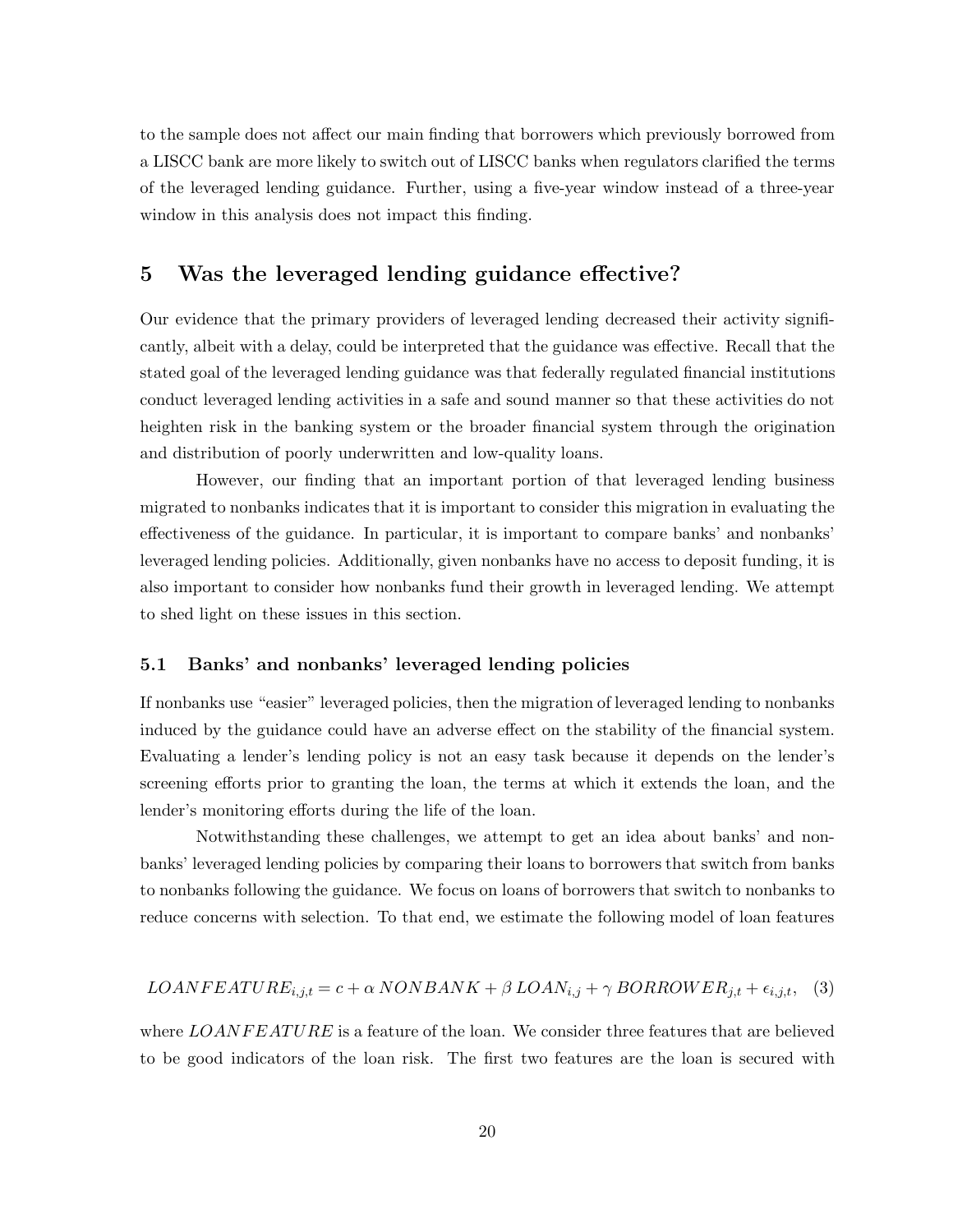to the sample does not affect our main finding that borrowers which previously borrowed from a LISCC bank are more likely to switch out of LISCC banks when regulators clarified the terms of the leveraged lending guidance. Further, using a five-year window instead of a three-year window in this analysis does not impact this finding.

## 5 Was the leveraged lending guidance effective?

Our evidence that the primary providers of leveraged lending decreased their activity significantly, albeit with a delay, could be interpreted that the guidance was effective. Recall that the stated goal of the leveraged lending guidance was that federally regulated financial institutions conduct leveraged lending activities in a safe and sound manner so that these activities do not heighten risk in the banking system or the broader financial system through the origination and distribution of poorly underwritten and low-quality loans.

However, our finding that an important portion of that leveraged lending business migrated to nonbanks indicates that it is important to consider this migration in evaluating the effectiveness of the guidance. In particular, it is important to compare banks' and nonbanks' leveraged lending policies. Additionally, given nonbanks have no access to deposit funding, it is also important to consider how nonbanks fund their growth in leveraged lending. We attempt to shed light on these issues in this section.

### 5.1 Banks' and nonbanks' leveraged lending policies

If nonbanks use "easier" leveraged policies, then the migration of leveraged lending to nonbanks induced by the guidance could have an adverse effect on the stability of the financial system. Evaluating a lender's lending policy is not an easy task because it depends on the lender's screening efforts prior to granting the loan, the terms at which it extends the loan, and the lender's monitoring efforts during the life of the loan.

Notwithstanding these challenges, we attempt to get an idea about banks' and nonbanks' leveraged lending policies by comparing their loans to borrowers that switch from banks to nonbanks following the guidance. We focus on loans of borrowers that switch to nonbanks to reduce concerns with selection. To that end, we estimate the following model of loan features

$$LOANFEATURE_{i,j,t} = c + \alpha\, NONBANK + \beta\, LOAN_{i,j} + \gamma\, BORROWER_{j,t} + \epsilon_{i,j,t}, \quad (3)$$

where $LOANFEATURE$ is a feature of the loan. We consider three features that are believed to be good indicators of the loan risk. The first two features are the loan is secured with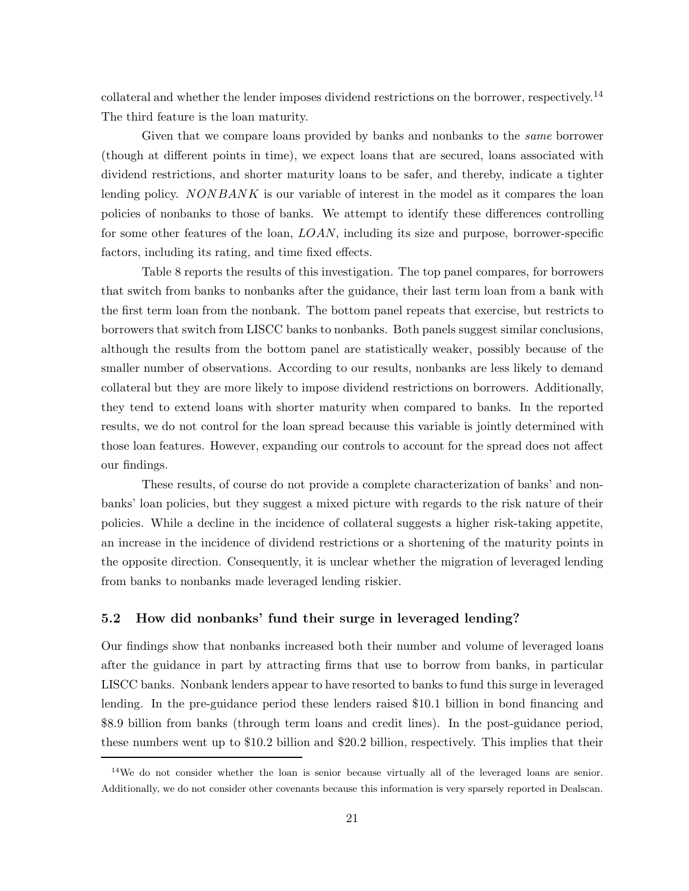collateral and whether the lender imposes dividend restrictions on the borrower, respectively.[14] The third feature is the loan maturity.

Given that we compare loans provided by banks and nonbanks to the *same* borrower (though at different points in time), we expect loans that are secured, loans associated with dividend restrictions, and shorter maturity loans to be safer, and thereby, indicate a tighter lending policy. $NONBANK$ is our variable of interest in the model as it compares the loan policies of nonbanks to those of banks. We attempt to identify these differences controlling for some other features of the loan, $LOAN$, including its size and purpose, borrower-specific factors, including its rating, and time fixed effects.

Table 8 reports the results of this investigation. The top panel compares, for borrowers that switch from banks to nonbanks after the guidance, their last term loan from a bank with the first term loan from the nonbank. The bottom panel repeats that exercise, but restricts to borrowers that switch from LISCC banks to nonbanks. Both panels suggest similar conclusions, although the results from the bottom panel are statistically weaker, possibly because of the smaller number of observations. According to our results, nonbanks are less likely to demand collateral but they are more likely to impose dividend restrictions on borrowers. Additionally, they tend to extend loans with shorter maturity when compared to banks. In the reported results, we do not control for the loan spread because this variable is jointly determined with those loan features. However, expanding our controls to account for the spread does not affect our findings.

These results, of course do not provide a complete characterization of banks' and nonbanks' loan policies, but they suggest a mixed picture with regards to the risk nature of their policies. While a decline in the incidence of collateral suggests a higher risk-taking appetite, an increase in the incidence of dividend restrictions or a shortening of the maturity points in the opposite direction. Consequently, it is unclear whether the migration of leveraged lending from banks to nonbanks made leveraged lending riskier.

### 5.2 How did nonbanks' fund their surge in leveraged lending?

Our findings show that nonbanks increased both their number and volume of leveraged loans after the guidance in part by attracting firms that use to borrow from banks, in particular LISCC banks. Nonbank lenders appear to have resorted to banks to fund this surge in leveraged lending. In the pre-guidance period these lenders raised \$10.1 billion in bond financing and \$8.9 billion from banks (through term loans and credit lines). In the post-guidance period, these numbers went up to \$10.2 billion and \$20.2 billion, respectively. This implies that their

[14] We do not consider whether the loan is senior because virtually all of the leveraged loans are senior. Additionally, we do not consider other covenants because this information is very sparsely reported in Dealscan.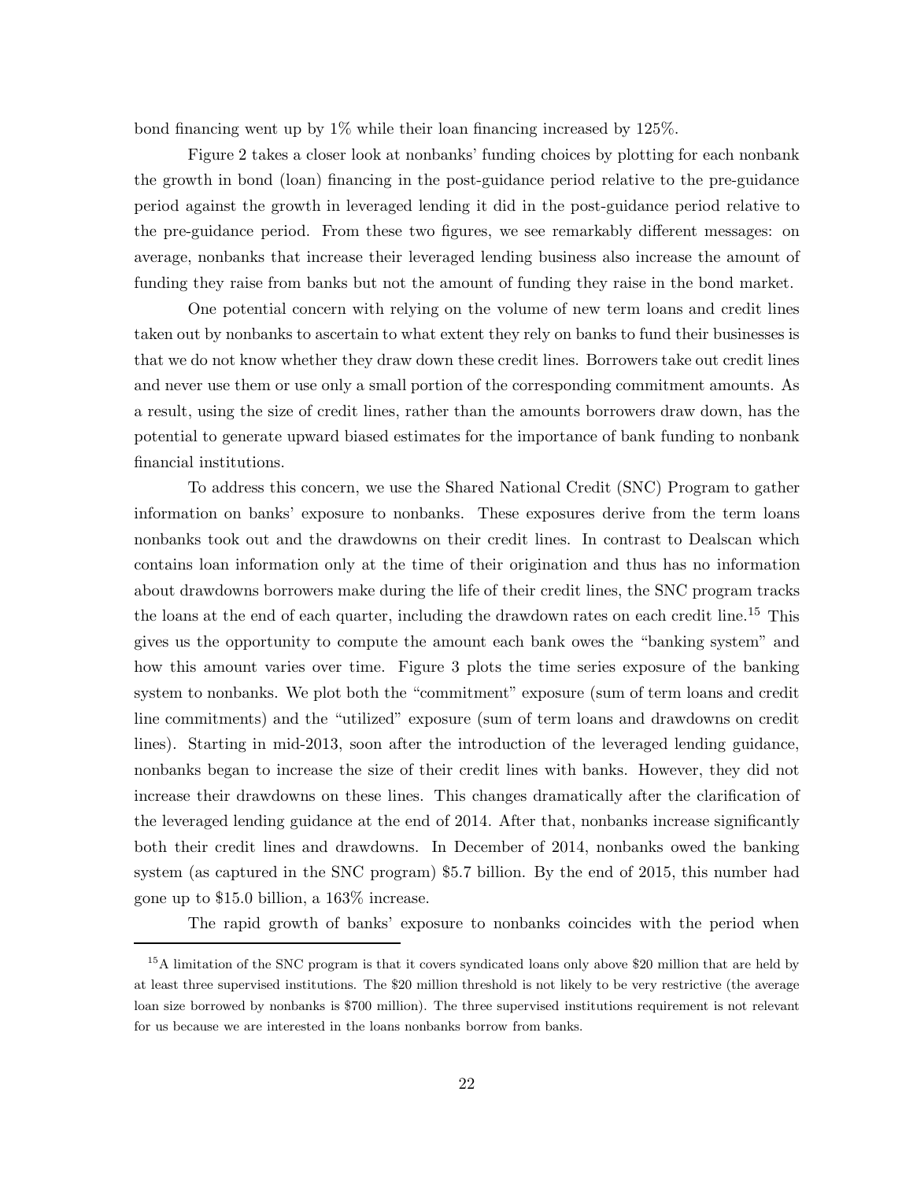bond financing went up by 1% while their loan financing increased by 125%.

Figure 2 takes a closer look at nonbanks' funding choices by plotting for each nonbank the growth in bond (loan) financing in the post-guidance period relative to the pre-guidance period against the growth in leveraged lending it did in the post-guidance period relative to the pre-guidance period. From these two figures, we see remarkably different messages: on average, nonbanks that increase their leveraged lending business also increase the amount of funding they raise from banks but not the amount of funding they raise in the bond market.

One potential concern with relying on the volume of new term loans and credit lines taken out by nonbanks to ascertain to what extent they rely on banks to fund their businesses is that we do not know whether they draw down these credit lines. Borrowers take out credit lines and never use them or use only a small portion of the corresponding commitment amounts. As a result, using the size of credit lines, rather than the amounts borrowers draw down, has the potential to generate upward biased estimates for the importance of bank funding to nonbank financial institutions.

To address this concern, we use the Shared National Credit (SNC) Program to gather information on banks' exposure to nonbanks. These exposures derive from the term loans nonbanks took out and the drawdowns on their credit lines. In contrast to Dealscan which contains loan information only at the time of their origination and thus has no information about drawdowns borrowers make during the life of their credit lines, the SNC program tracks the loans at the end of each quarter, including the drawdown rates on each credit line.[15] This gives us the opportunity to compute the amount each bank owes the "banking system" and how this amount varies over time. Figure 3 plots the time series exposure of the banking system to nonbanks. We plot both the "commitment" exposure (sum of term loans and credit line commitments) and the "utilized" exposure (sum of term loans and drawdowns on credit lines). Starting in mid-2013, soon after the introduction of the leveraged lending guidance, nonbanks began to increase the size of their credit lines with banks. However, they did not increase their drawdowns on these lines. This changes dramatically after the clarification of the leveraged lending guidance at the end of 2014. After that, nonbanks increase significantly both their credit lines and drawdowns. In December of 2014, nonbanks owed the banking system (as captured in the SNC program) $5.7 billion. By the end of 2015, this number had gone up to $15.0 billion, a 163% increase.

The rapid growth of banks' exposure to nonbanks coincides with the period when

[15] A limitation of the SNC program is that it covers syndicated loans only above $20 million that are held by at least three supervised institutions. The $20 million threshold is not likely to be very restrictive (the average loan size borrowed by nonbanks is $700 million). The three supervised institutions requirement is not relevant for us because we are interested in the loans nonbanks borrow from banks.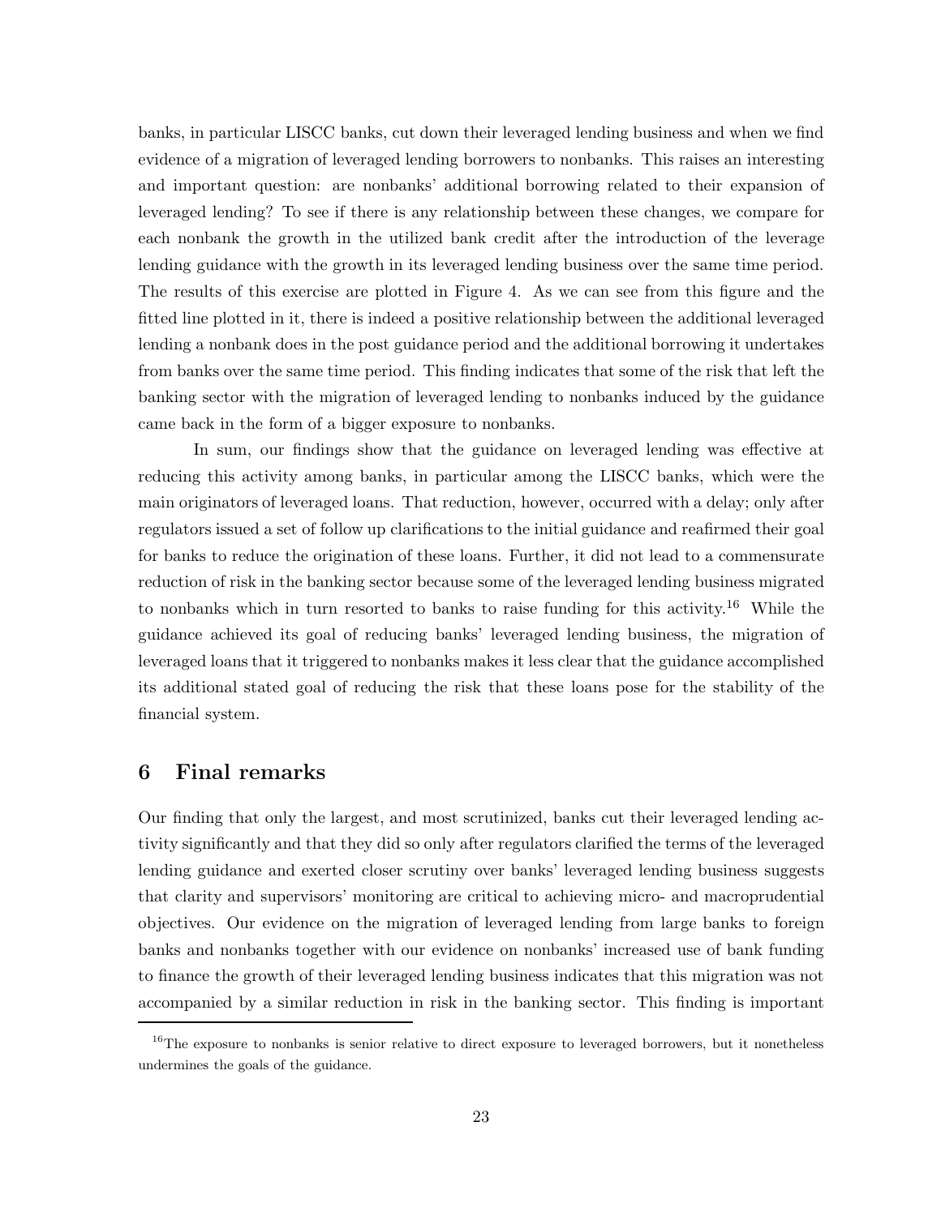banks, in particular LISCC banks, cut down their leveraged lending business and when we find evidence of a migration of leveraged lending borrowers to nonbanks. This raises an interesting and important question: are nonbanks' additional borrowing related to their expansion of leveraged lending? To see if there is any relationship between these changes, we compare for each nonbank the growth in the utilized bank credit after the introduction of the leverage lending guidance with the growth in its leveraged lending business over the same time period. The results of this exercise are plotted in Figure 4. As we can see from this figure and the fitted line plotted in it, there is indeed a positive relationship between the additional leveraged lending a nonbank does in the post guidance period and the additional borrowing it undertakes from banks over the same time period. This finding indicates that some of the risk that left the banking sector with the migration of leveraged lending to nonbanks induced by the guidance came back in the form of a bigger exposure to nonbanks.

In sum, our findings show that the guidance on leveraged lending was effective at reducing this activity among banks, in particular among the LISCC banks, which were the main originators of leveraged loans. That reduction, however, occurred with a delay; only after regulators issued a set of follow up clarifications to the initial guidance and reafirmed their goal for banks to reduce the origination of these loans. Further, it did not lead to a commensurate reduction of risk in the banking sector because some of the leveraged lending business migrated to nonbanks which in turn resorted to banks to raise funding for this activity.[16] While the guidance achieved its goal of reducing banks' leveraged lending business, the migration of leveraged loans that it triggered to nonbanks makes it less clear that the guidance accomplished its additional stated goal of reducing the risk that these loans pose for the stability of the financial system.

## 6 Final remarks

Our finding that only the largest, and most scrutinized, banks cut their leveraged lending activity significantly and that they did so only after regulators clarified the terms of the leveraged lending guidance and exerted closer scrutiny over banks' leveraged lending business suggests that clarity and supervisors' monitoring are critical to achieving micro- and macroprudential objectives. Our evidence on the migration of leveraged lending from large banks to foreign banks and nonbanks together with our evidence on nonbanks' increased use of bank funding to finance the growth of their leveraged lending business indicates that this migration was not accompanied by a similar reduction in risk in the banking sector. This finding is important

[16] The exposure to nonbanks is senior relative to direct exposure to leveraged borrowers, but it nonetheless undermines the goals of the guidance.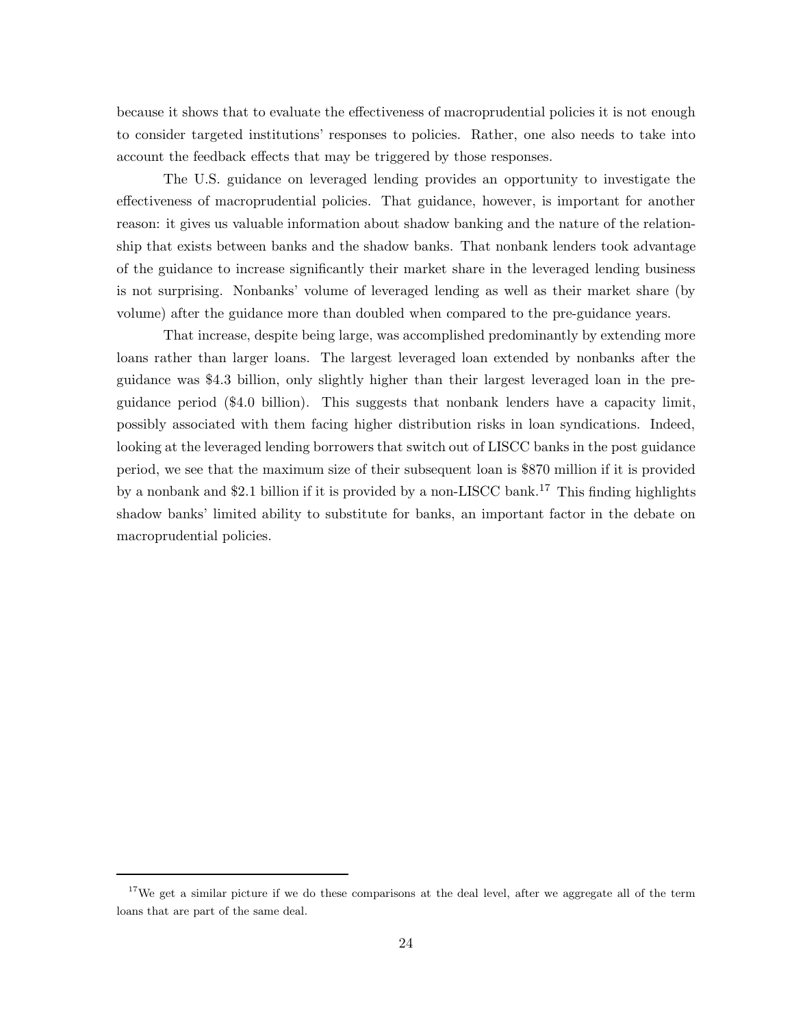because it shows that to evaluate the effectiveness of macroprudential policies it is not enough to consider targeted institutions' responses to policies. Rather, one also needs to take into account the feedback effects that may be triggered by those responses.

The U.S. guidance on leveraged lending provides an opportunity to investigate the effectiveness of macroprudential policies. That guidance, however, is important for another reason: it gives us valuable information about shadow banking and the nature of the relationship that exists between banks and the shadow banks. That nonbank lenders took advantage of the guidance to increase significantly their market share in the leveraged lending business is not surprising. Nonbanks' volume of leveraged lending as well as their market share (by volume) after the guidance more than doubled when compared to the pre-guidance years.

That increase, despite being large, was accomplished predominantly by extending more loans rather than larger loans. The largest leveraged loan extended by nonbanks after the guidance was \$4.3 billion, only slightly higher than their largest leveraged loan in the pre-guidance period (\$4.0 billion). This suggests that nonbank lenders have a capacity limit, possibly associated with them facing higher distribution risks in loan syndications. Indeed, looking at the leveraged lending borrowers that switch out of LISCC banks in the post guidance period, we see that the maximum size of their subsequent loan is \$870 million if it is provided by a nonbank and \$2.1 billion if it is provided by a non-LISCC bank.[17] This finding highlights shadow banks' limited ability to substitute for banks, an important factor in the debate on macroprudential policies.

[17] We get a similar picture if we do these comparisons at the deal level, after we aggregate all of the term loans that are part of the same deal.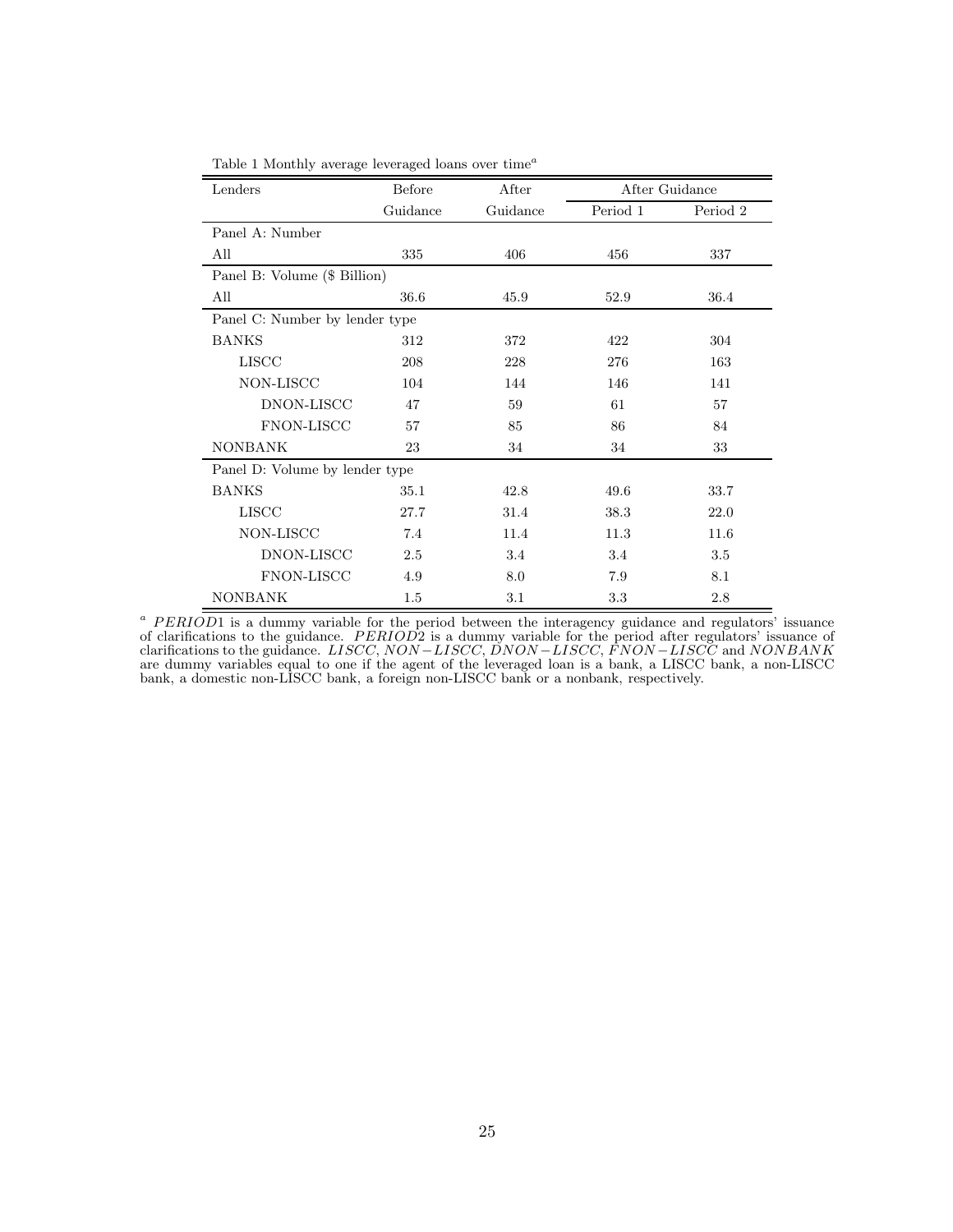Table 1 Monthly average leveraged loans over time[a]

| Lenders | Before Guidance | After Guidance | After Guidance | |
|---|---|---|---|---|
| | | | Period 1 | Period 2 |
| Panel A: Number | | | | |
| All | 335 | 406 | 456 | 337 |
| Panel B: Volume ($ Billion) | | | | |
| All | 36.6 | 45.9 | 52.9 | 36.4 |
| Panel C: Number by lender type | | | | |
| BANKS | 312 | 372 | 422 | 304 |
| LISCC | 208 | 228 | 276 | 163 |
| NON-LISCC | 104 | 144 | 146 | 141 |
| DNON-LISCC | 47 | 59 | 61 | 57 |
| FNON-LISCC | 57 | 85 | 86 | 84 |
| NONBANK | 23 | 34 | 34 | 33 |
| Panel D: Volume by lender type | | | | |
| BANKS | 35.1 | 42.8 | 49.6 | 33.7 |
| LISCC | 27.7 | 31.4 | 38.3 | 22.0 |
| NON-LISCC | 7.4 | 11.4 | 11.3 | 11.6 |
| DNON-LISCC | 2.5 | 3.4 | 3.4 | 3.5 |
| FNON-LISCC | 4.9 | 8.0 | 7.9 | 8.1 |
| NONBANK | 1.5 | 3.1 | 3.3 | 2.8 |

[a] $PERIOD1$ is a dummy variable for the period between the interagency guidance and regulators' issuance of clarifications to the guidance. $PERIOD2$ is a dummy variable for the period after regulators' issuance of clarifications to the guidance. $LISCC$, $NON-LISCC$, $DNON-LISCC$, $FNON-LISCC$ and $NONBANK$ are dummy variables equal to one if the agent of the leveraged loan is a bank, a LISCC bank, a non-LISCC bank, a domestic non-LISCC bank, a foreign non-LISCC bank or a nonbank, respectively.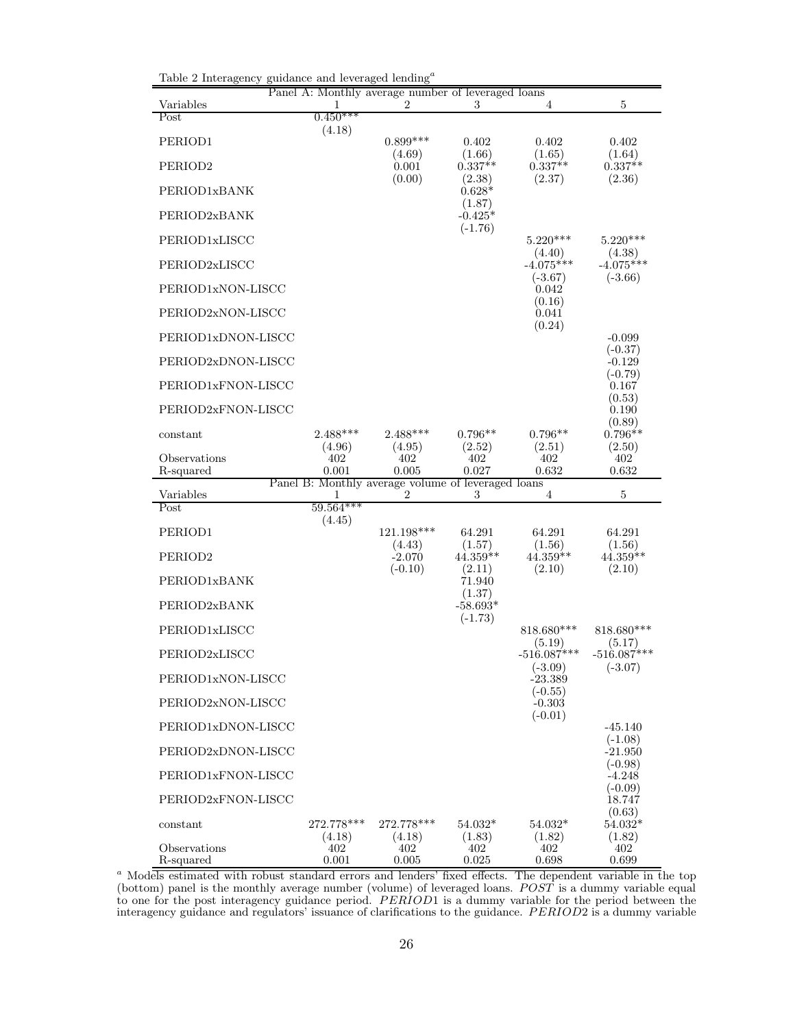Table 2 Interagency guidance and leveraged lending[a]

| Panel A: Monthly average number of leveraged loans | | | | | |
|---|---|---|---|---|---|
| Variables | 1 | 2 | 3 | 4 | 5 |
| Post | 0.450*** | | | | |
| | (4.18) | | | | |
| PERIOD1 | | 0.899*** | 0.402 | 0.402 | 0.402 |
| | | (4.69) | (1.66) | (1.65) | (1.64) |
| PERIOD2 | | 0.001 | 0.337** | 0.337** | 0.337** |
| | | (0.00) | (2.38) | (2.37) | (2.36) |
| PERIOD1xBANK | | | 0.628* | | |
| | | | (1.87) | | |
| PERIOD2xBANK | | | -0.425* | | |
| | | | (-1.76) | | |
| PERIOD1xLISCC | | | | 5.220*** | 5.220*** |
| | | | | (4.40) | (4.38) |
| PERIOD2xLISCC | | | | -4.075*** | -4.075*** |
| | | | | (-3.67) | (-3.66) |
| PERIOD1xNON-LISCC | | | | 0.042 | |
| | | | | (0.16) | |
| PERIOD2xNON-LISCC | | | | 0.041 | |
| | | | | (0.24) | |
| PERIOD1xDNON-LISCC | | | | | -0.099 |
| | | | | | (-0.37) |
| PERIOD2xDNON-LISCC | | | | | -0.129 |
| | | | | | (-0.79) |
| PERIOD1xFNON-LISCC | | | | | 0.167 |
| | | | | | (0.53) |
| PERIOD2xFNON-LISCC | | | | | 0.190 |
| | | | | | (0.89) |
| constant | 2.488*** | 2.488*** | 0.796** | 0.796** | 0.796** |
| | (4.96) | (4.95) | (2.52) | (2.51) | (2.50) |
| Observations | 402 | 402 | 402 | 402 | 402 |
| R-squared | 0.001 | 0.005 | 0.027 | 0.632 | 0.632 |

| Panel B: Monthly average volume of leveraged loans | | | | | |
|---|---|---|---|---|---|
| Variables | 1 | 2 | 3 | 4 | 5 |
| Post | 59.564*** | | | | |
| | (4.45) | | | | |
| PERIOD1 | | 121.198*** | 64.291 | 64.291 | 64.291 |
| | | (4.43) | (1.57) | (1.56) | (1.56) |
| PERIOD2 | | -2.070 | 44.359** | 44.359** | 44.359** |
| | | (-0.10) | (2.11) | (2.10) | (2.10) |
| PERIOD1xBANK | | | 71.940 | | |
| | | | (1.37) | | |
| PERIOD2xBANK | | | -58.693* | | |
| | | | (-1.73) | | |
| PERIOD1xLISCC | | | | 818.680*** | 818.680*** |
| | | | | (5.19) | (5.17) |
| PERIOD2xLISCC | | | | -516.087*** | -516.087*** |
| | | | | (-3.09) | (-3.07) |
| PERIOD1xNON-LISCC | | | | -23.389 | |
| | | | | (-0.55) | |
| PERIOD2xNON-LISCC | | | | -0.303 | |
| | | | | (-0.01) | |
| PERIOD1xDNON-LISCC | | | | | -45.140 |
| | | | | | (-1.08) |
| PERIOD2xDNON-LISCC | | | | | -21.950 |
| | | | | | (-0.98) |
| PERIOD1xFNON-LISCC | | | | | -4.248 |
| | | | | | (-0.09) |
| PERIOD2xFNON-LISCC | | | | | 18.747 |
| | | | | | (0.63) |
| constant | 272.778*** | 272.778*** | 54.032* | 54.032* | 54.032* |
| | (4.18) | (4.18) | (1.83) | (1.82) | (1.82) |
| Observations | 402 | 402 | 402 | 402 | 402 |
| R-squared | 0.001 | 0.005 | 0.025 | 0.698 | 0.699 |

[a] Models estimated with robust standard errors and lenders' fixed effects. The dependent variable in the top (bottom) panel is the monthly average number (volume) of leveraged loans. *POST* is a dummy variable equal to one for the post interagency guidance period. *PERIOD*1 is a dummy variable for the period between the interagency guidance and regulators' issuance of clarifications to the guidance. *PERIOD*2 is a dummy variable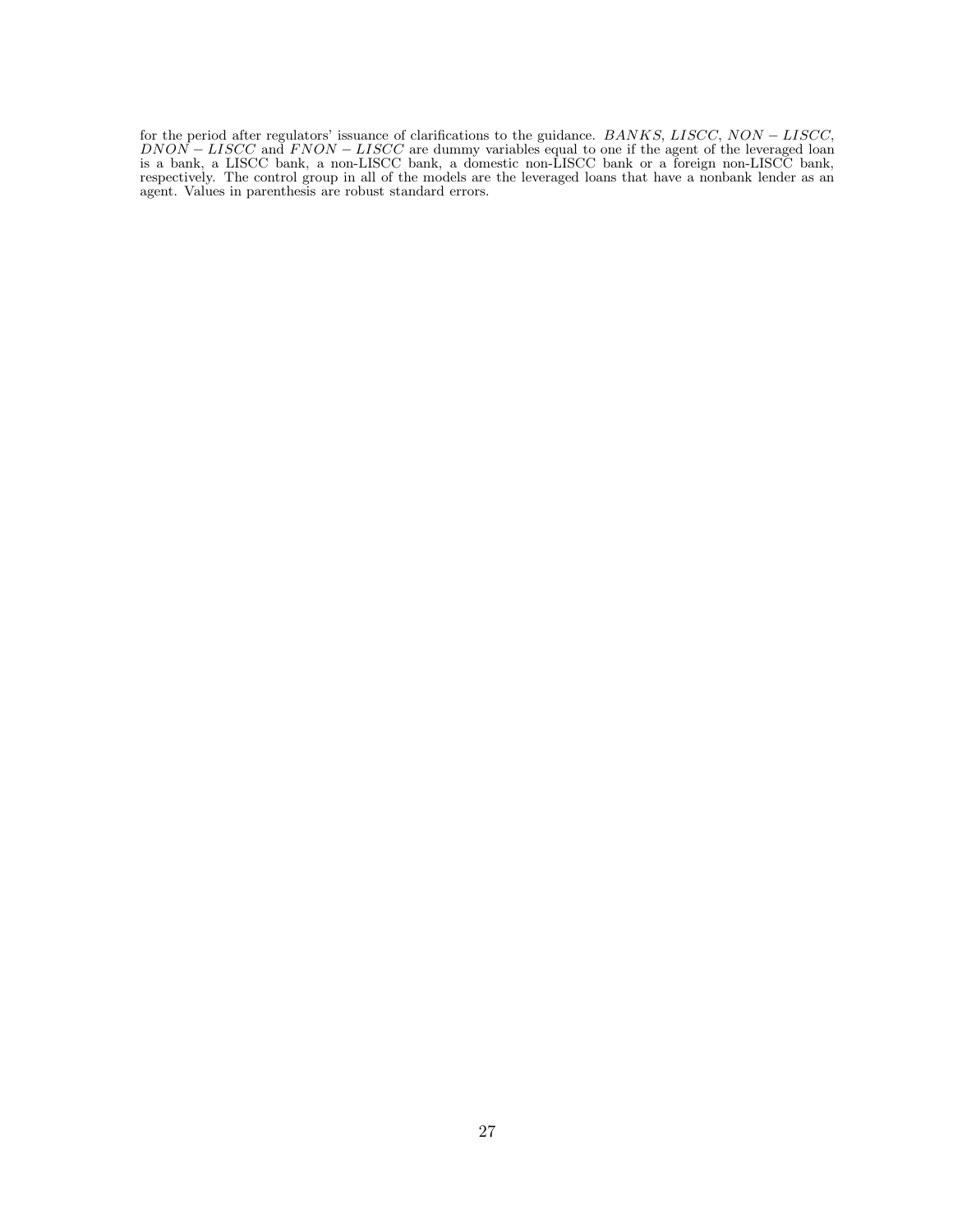for the period after regulators' issuance of clarifications to the guidance. $BANKS$, $LISCC$, $NON-LISCC$, $DNON-LISCC$ and $FNON-LISCC$ are dummy variables equal to one if the agent of the leveraged loan is a bank, a LISCC bank, a non-LISCC bank, a domestic non-LISCC bank or a foreign non-LISCC bank, respectively. The control group in all of the models are the leveraged loans that have a nonbank lender as an agent. Values in parenthesis are robust standard errors.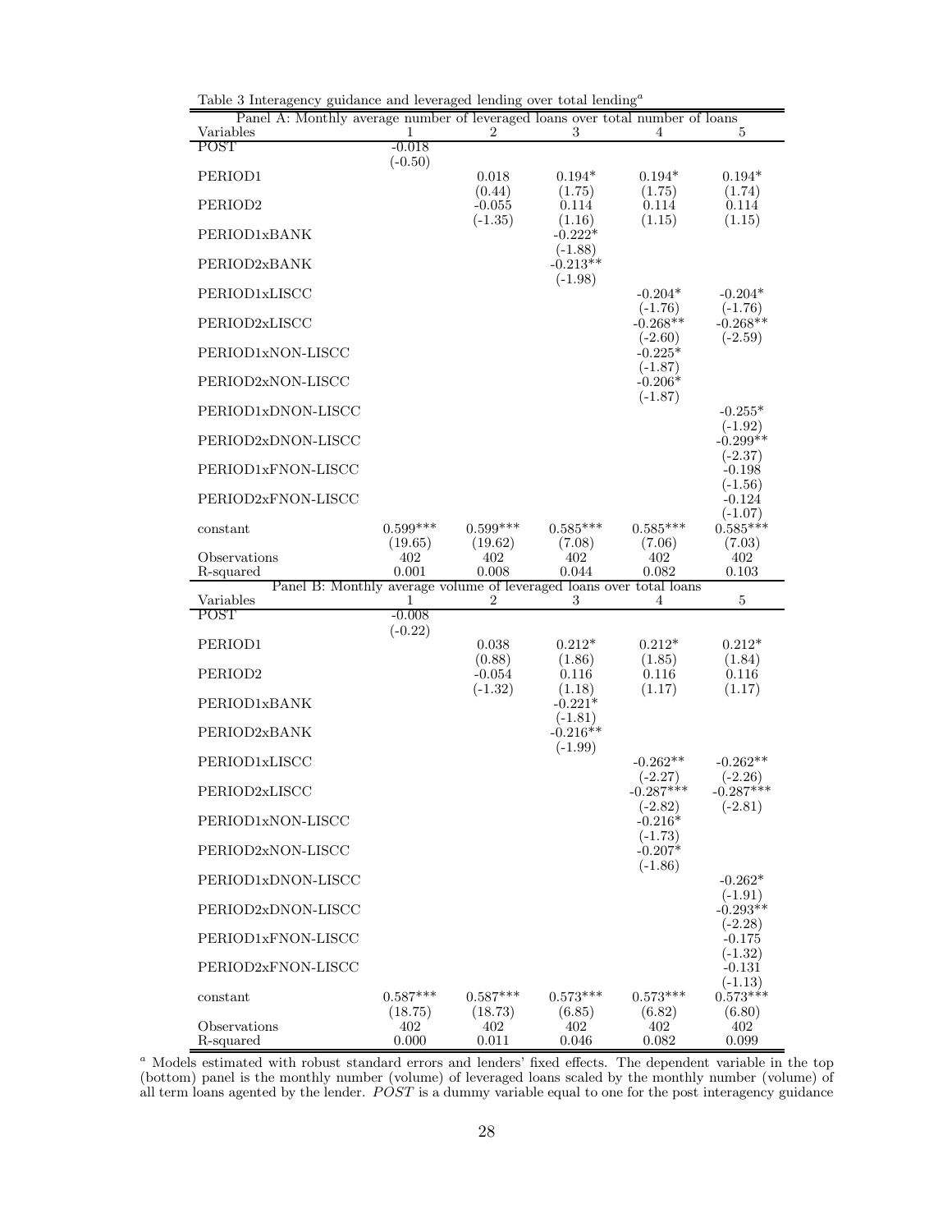Table 3 Interagency guidance and leveraged lending over total lending[a]

| Panel A: Monthly average number of leveraged loans over total number of loans | | | | | |
|---|---|---|---|---|---|
| Variables | 1 | 2 | 3 | 4 | 5 |
| POST | -0.018 | | | | |
| | (-0.50) | | | | |
| PERIOD1 | | 0.018 | 0.194* | 0.194* | 0.194* |
| | | (0.44) | (1.75) | (1.75) | (1.74) |
| PERIOD2 | | -0.055 | 0.114 | 0.114 | 0.114 |
| | | (-1.35) | (1.16) | (1.15) | (1.15) |
| PERIOD1xBANK | | | -0.222* | | |
| | | | (-1.88) | | |
| PERIOD2xBANK | | | -0.213** | | |
| | | | (-1.98) | | |
| PERIOD1xLISCC | | | | -0.204* | -0.204* |
| | | | | (-1.76) | (-1.76) |
| PERIOD2xLISCC | | | | -0.268** | -0.268** |
| | | | | (-2.60) | (-2.59) |
| PERIOD1xNON-LISCC | | | | -0.225* | |
| | | | | (-1.87) | |
| PERIOD2xNON-LISCC | | | | -0.206* | |
| | | | | (-1.87) | |
| PERIOD1xDNON-LISCC | | | | | -0.255* |
| | | | | | (-1.92) |
| PERIOD2xDNON-LISCC | | | | | -0.299** |
| | | | | | (-2.37) |
| PERIOD1xFNON-LISCC | | | | | -0.198 |
| | | | | | (-1.56) |
| PERIOD2xFNON-LISCC | | | | | -0.124 |
| | | | | | (-1.07) |
| constant | 0.599*** | 0.599*** | 0.585*** | 0.585*** | 0.585*** |
| | (19.65) | (19.62) | (7.08) | (7.06) | (7.03) |
| Observations | 402 | 402 | 402 | 402 | 402 |
| R-squared | 0.001 | 0.008 | 0.044 | 0.082 | 0.103 |

| Panel B: Monthly average volume of leveraged loans over total loans | | | | | |
|---|---|---|---|---|---|
| Variables | 1 | 2 | 3 | 4 | 5 |
| POST | -0.008 | | | | |
| | (-0.22) | | | | |
| PERIOD1 | | 0.038 | 0.212* | 0.212* | 0.212* |
| | | (0.88) | (1.86) | (1.85) | (1.84) |
| PERIOD2 | | -0.054 | 0.116 | 0.116 | 0.116 |
| | | (-1.32) | (1.18) | (1.17) | (1.17) |
| PERIOD1xBANK | | | -0.221* | | |
| | | | (-1.81) | | |
| PERIOD2xBANK | | | -0.216** | | |
| | | | (-1.99) | | |
| PERIOD1xLISCC | | | | -0.262** | -0.262** |
| | | | | (-2.27) | (-2.26) |
| PERIOD2xLISCC | | | | -0.287*** | -0.287*** |
| | | | | (-2.82) | (-2.81) |
| PERIOD1xNON-LISCC | | | | -0.216* | |
| | | | | (-1.73) | |
| PERIOD2xNON-LISCC | | | | -0.207* | |
| | | | | (-1.86) | |
| PERIOD1xDNON-LISCC | | | | | -0.262* |
| | | | | | (-1.91) |
| PERIOD2xDNON-LISCC | | | | | -0.293** |
| | | | | | (-2.28) |
| PERIOD1xFNON-LISCC | | | | | -0.175 |
| | | | | | (-1.32) |
| PERIOD2xFNON-LISCC | | | | | -0.131 |
| | | | | | (-1.13) |
| constant | 0.587*** | 0.587*** | 0.573*** | 0.573*** | 0.573*** |
| | (18.75) | (18.73) | (6.85) | (6.82) | (6.80) |
| Observations | 402 | 402 | 402 | 402 | 402 |
| R-squared | 0.000 | 0.011 | 0.046 | 0.082 | 0.099 |

[a] Models estimated with robust standard errors and lenders' fixed effects. The dependent variable in the top (bottom) panel is the monthly number (volume) of leveraged loans scaled by the monthly number (volume) of all term loans agented by the lender. *POST* is a dummy variable equal to one for the post interagency guidance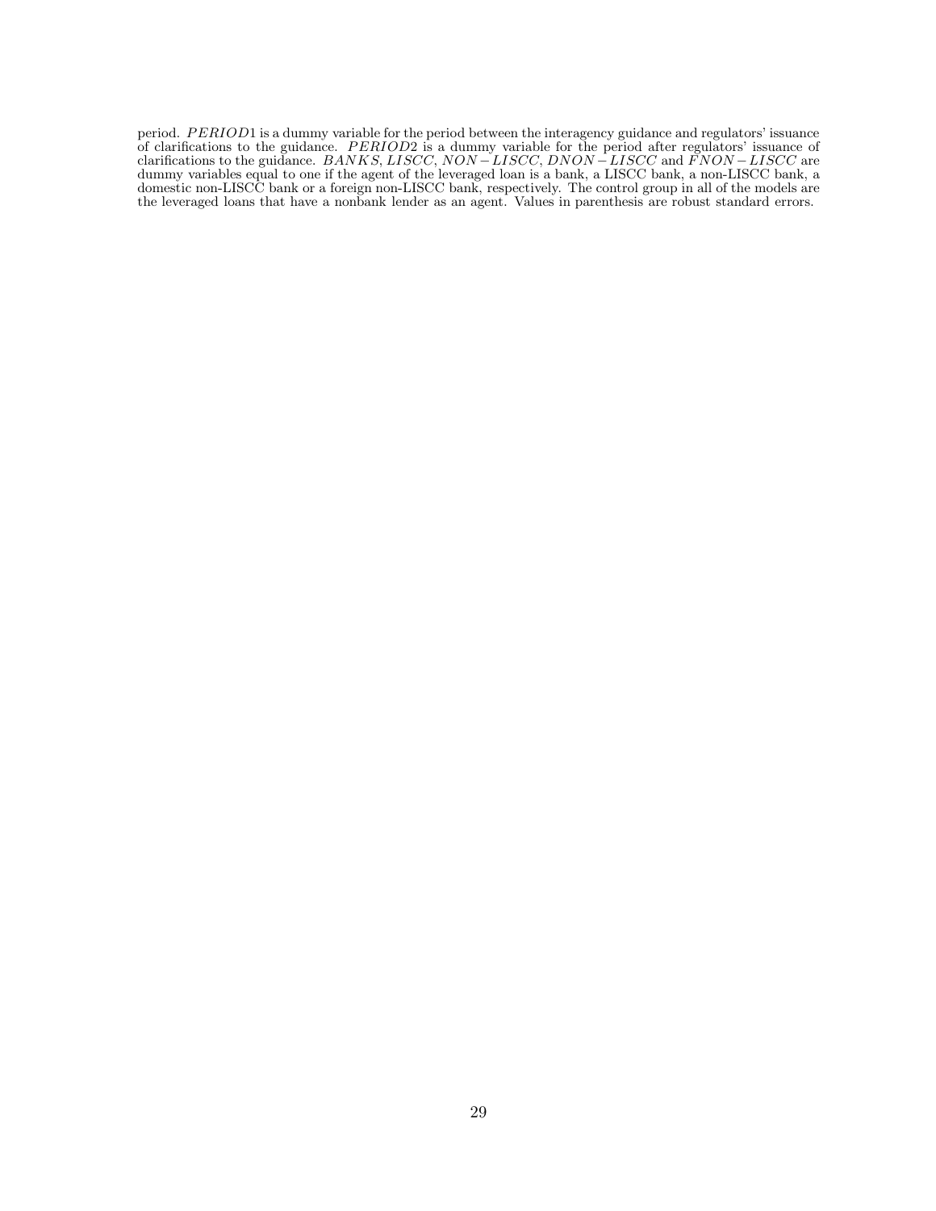period. $PERIOD1$ is a dummy variable for the period between the interagency guidance and regulators' issuance of clarifications to the guidance. $PERIOD2$ is a dummy variable for the period after regulators' issuance of clarifications to the guidance. $BANKS$, $LISCC$, $NON-LISCC$, $DNON-LISCC$ and $FNON-LISCC$ are dummy variables equal to one if the agent of the leveraged loan is a bank, a LISCC bank, a non-LISCC bank, a domestic non-LISCC bank or a foreign non-LISCC bank, respectively. The control group in all of the models are the leveraged loans that have a nonbank lender as an agent. Values in parenthesis are robust standard errors.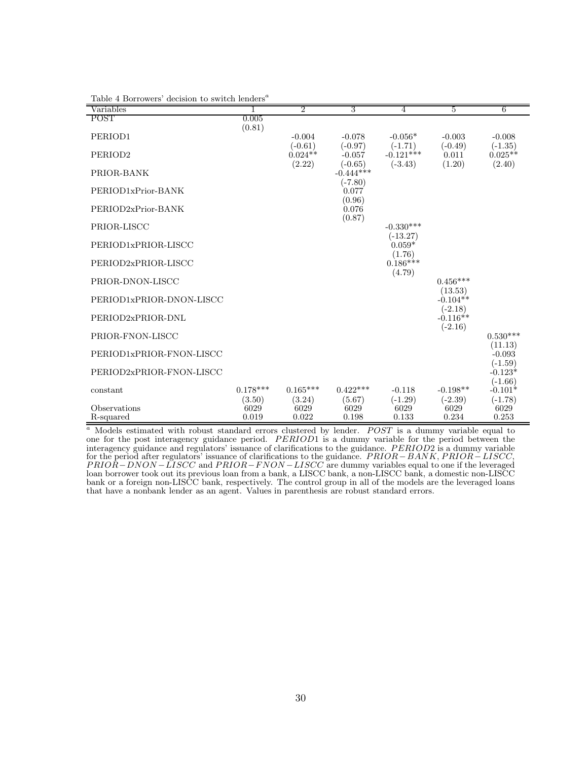Table 4 Borrowers' decision to switch lenders[a]

| Variables | 1 | 2 | 3 | 4 | 5 | 6 |
|---|---|---|---|---|---|---|
| POST | 0.005 | | | | | |
| | (0.81) | | | | | |
| PERIOD1 | | -0.004 | -0.078 | -0.056* | -0.003 | -0.008 |
| | | (-0.61) | (-0.97) | (-1.71) | (-0.49) | (-1.35) |
| PERIOD2 | | 0.024** | -0.057 | -0.121*** | 0.011 | 0.025** |
| | | (2.22) | (-0.65) | (-3.43) | (1.20) | (2.40) |
| PRIOR-BANK | | | -0.444*** | | | |
| | | | (-7.80) | | | |
| PERIOD1xPrior-BANK | | | 0.077 | | | |
| | | | (0.96) | | | |
| PERIOD2xPrior-BANK | | | 0.076 | | | |
| | | | (0.87) | | | |
| PRIOR-LISCC | | | | -0.330*** | | |
| | | | | (-13.27) | | |
| PERIOD1xPRIOR-LISCC | | | | 0.059* | | |
| | | | | (1.76) | | |
| PERIOD2xPRIOR-LISCC | | | | 0.186*** | | |
| | | | | (4.79) | | |
| PRIOR-DNON-LISCC | | | | | 0.456*** | |
| | | | | | (13.53) | |
| PERIOD1xPRIOR-DNON-LISCC | | | | | -0.104** | |
| | | | | | (-2.18) | |
| PERIOD2xPRIOR-DNL | | | | | -0.116** | |
| | | | | | (-2.16) | |
| PRIOR-FNON-LISCC | | | | | | 0.530*** |
| | | | | | | (11.13) |
| PERIOD1xPRIOR-FNON-LISCC | | | | | | -0.093 |
| | | | | | | (-1.59) |
| PERIOD2xPRIOR-FNON-LISCC | | | | | | -0.123* |
| | | | | | | (-1.66) |
| constant | 0.178*** | 0.165*** | 0.422*** | -0.118 | -0.198** | -0.101* |
| | (3.50) | (3.24) | (5.67) | (-1.29) | (-2.39) | (-1.78) |
| Observations | 6029 | 6029 | 6029 | 6029 | 6029 | 6029 |
| R-squared | 0.019 | 0.022 | 0.198 | 0.133 | 0.234 | 0.253 |

[a] Models estimated with robust standard errors clustered by lender. *POST* is a dummy variable equal to one for the post interagency guidance period. *PERIOD*1 is a dummy variable for the period between the interagency guidance and regulators' issuance of clarifications to the guidance. *PERIOD*2 is a dummy variable for the period after regulators' issuance of clarifications to the guidance. $PRIOR-BANK$, $PRIOR-LISCC$, $PRIOR-DNON-LISCC$ and $PRIOR-FNON-LISCC$ are dummy variables equal to one if the leveraged loan borrower took out its previous loan from a bank, a LISCC bank, a non-LISCC bank, a domestic non-LISCC bank or a foreign non-LISCC bank, respectively. The control group in all of the models are the leveraged loans that have a nonbank lender as an agent. Values in parenthesis are robust standard errors.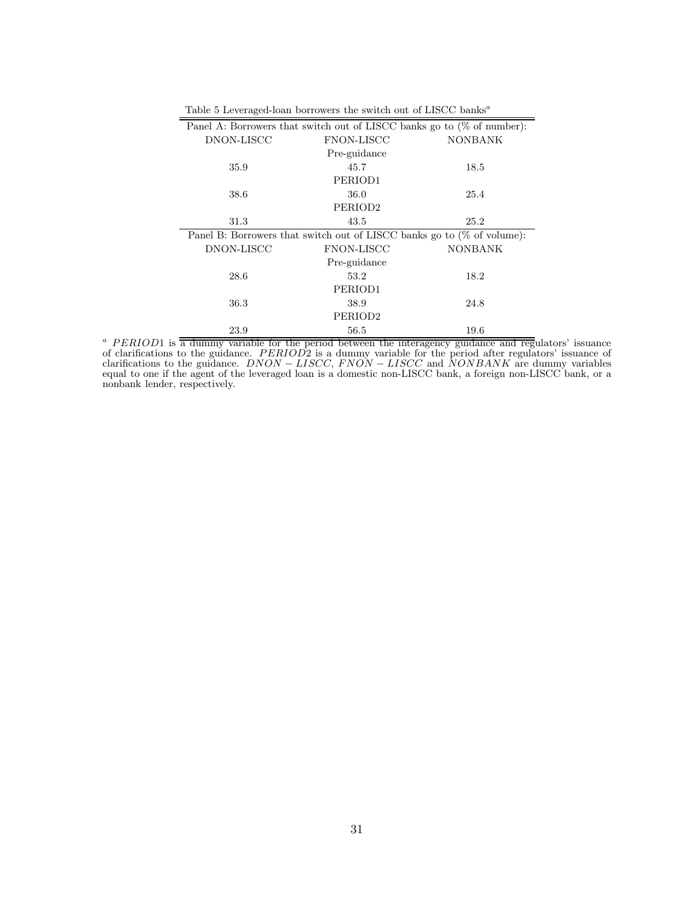Table 5 Leveraged-loan borrowers the switch out of LISCC banks[a]

| DNON-LISCC | FNON-LISCC | NONBANK |
|---|---|---|
| **Panel A: Borrowers that switch out of LISCC banks go to (% of number):** | | |
| | Pre-guidance | |
| 35.9 | 45.7 | 18.5 |
| | PERIOD1 | |
| 38.6 | 36.0 | 25.4 |
| | PERIOD2 | |
| 31.3 | 43.5 | 25.2 |
| **Panel B: Borrowers that switch out of LISCC banks go to (% of volume):** | | |
| | Pre-guidance | |
| 28.6 | 53.2 | 18.2 |
| | PERIOD1 | |
| 36.3 | 38.9 | 24.8 |
| | PERIOD2 | |
| 23.9 | 56.5 | 19.6 |

[a] $PERIOD1$ is a dummy variable for the period between the interagency guidance and regulators' issuance of clarifications to the guidance. $PERIOD2$ is a dummy variable for the period after regulators' issuance of clarifications to the guidance. $DNON-LISCC$, $FNON-LISCC$ and $NONBANK$ are dummy variables equal to one if the agent of the leveraged loan is a domestic non-LISCC bank, a foreign non-LISCC bank, or a nonbank lender, respectively.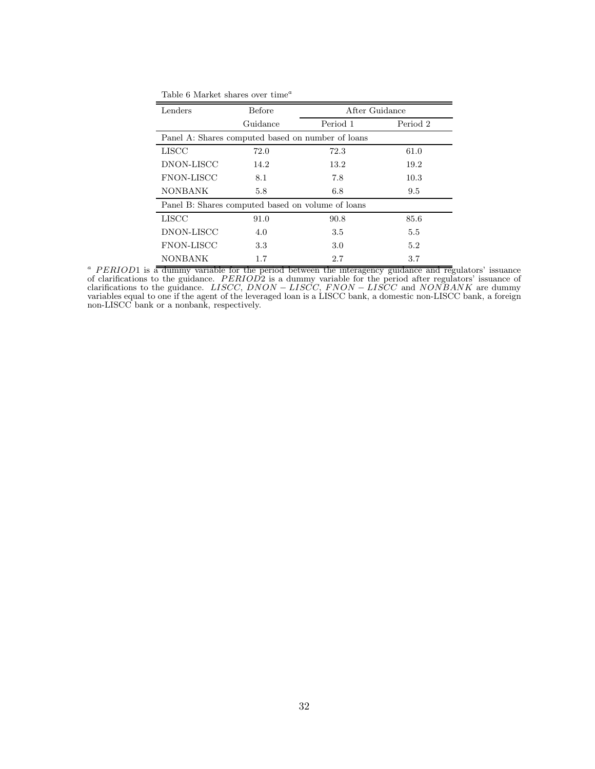Table 6 Market shares over time[a]

| Lenders | Before Guidance | After Guidance | |
|---|---|---|---|
| | | Period 1 | Period 2 |
| Panel A: Shares computed based on number of loans | | | |
| LISCC | 72.0 | 72.3 | 61.0 |
| DNON-LISCC | 14.2 | 13.2 | 19.2 |
| FNON-LISCC | 8.1 | 7.8 | 10.3 |
| NONBANK | 5.8 | 6.8 | 9.5 |
| Panel B: Shares computed based on volume of loans | | | |
| LISCC | 91.0 | 90.8 | 85.6 |
| DNON-LISCC | 4.0 | 3.5 | 5.5 |
| FNON-LISCC | 3.3 | 3.0 | 5.2 |
| NONBANK | 1.7 | 2.7 | 3.7 |

[a] $PERIOD1$ is a dummy variable for the period between the interagency guidance and regulators' issuance of clarifications to the guidance. $PERIOD2$ is a dummy variable for the period after regulators' issuance of clarifications to the guidance. $LISCC$, $DNON-LISCC$, $FNON-LISCC$ and $NONBANK$ are dummy variables equal to one if the agent of the leveraged loan is a LISCC bank, a domestic non-LISCC bank, a foreign non-LISCC bank or a nonbank, respectively.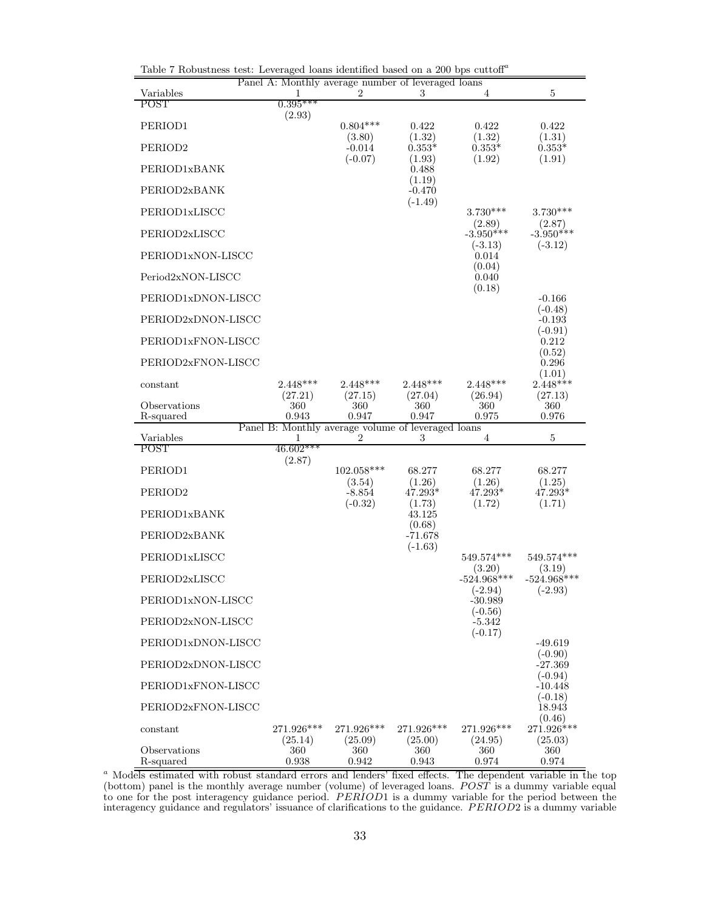Table 7 Robustness test: Leveraged loans identified based on a 200 bps cuttoff[a]

| Panel A: Monthly average number of leveraged loans | | | | | |
|---|---|---|---|---|---|
| Variables | 1 | 2 | 3 | 4 | 5 |
| POST | 0.395*** | | | | |
| | (2.93) | | | | |
| PERIOD1 | | 0.804*** | 0.422 | 0.422 | 0.422 |
| | | (3.80) | (1.32) | (1.32) | (1.31) |
| PERIOD2 | | -0.014 | 0.353* | 0.353* | 0.353* |
| | | (-0.07) | (1.93) | (1.92) | (1.91) |
| PERIOD1xBANK | | | 0.488 | | |
| | | | (1.19) | | |
| PERIOD2xBANK | | | -0.470 | | |
| | | | (-1.49) | | |
| PERIOD1xLISCC | | | | 3.730*** | 3.730*** |
| | | | | (2.89) | (2.87) |
| PERIOD2xLISCC | | | | -3.950*** | -3.950*** |
| | | | | (-3.13) | (-3.12) |
| PERIOD1xNON-LISCC | | | | 0.014 | |
| | | | | (0.04) | |
| Period2xNON-LISCC | | | | 0.040 | |
| | | | | (0.18) | |
| PERIOD1xDNON-LISCC | | | | | -0.166 |
| | | | | | (-0.48) |
| PERIOD2xDNON-LISCC | | | | | -0.193 |
| | | | | | (-0.91) |
| PERIOD1xFNON-LISCC | | | | | 0.212 |
| | | | | | (0.52) |
| PERIOD2xFNON-LISCC | | | | | 0.296 |
| | | | | | (1.01) |
| constant | 2.448*** | 2.448*** | 2.448*** | 2.448*** | 2.448*** |
| | (27.21) | (27.15) | (27.04) | (26.94) | (27.13) |
| Observations | 360 | 360 | 360 | 360 | 360 |
| R-squared | 0.943 | 0.947 | 0.947 | 0.975 | 0.976 |

| Panel B: Monthly average volume of leveraged loans | | | | | |
|---|---|---|---|---|---|
| Variables | 1 | 2 | 3 | 4 | 5 |
| POST | 46.602*** | | | | |
| | (2.87) | | | | |
| PERIOD1 | | 102.058*** | 68.277 | 68.277 | 68.277 |
| | | (3.54) | (1.26) | (1.26) | (1.25) |
| PERIOD2 | | -8.854 | 47.293* | 47.293* | 47.293* |
| | | (-0.32) | (1.73) | (1.72) | (1.71) |
| PERIOD1xBANK | | | 43.125 | | |
| | | | (0.68) | | |
| PERIOD2xBANK | | | -71.678 | | |
| | | | (-1.63) | | |
| PERIOD1xLISCC | | | | 549.574*** | 549.574*** |
| | | | | (3.20) | (3.19) |
| PERIOD2xLISCC | | | | -524.968*** | -524.968*** |
| | | | | (-2.94) | (-2.93) |
| PERIOD1xNON-LISCC | | | | -30.989 | |
| | | | | (-0.56) | |
| PERIOD2xNON-LISCC | | | | -5.342 | |
| | | | | (-0.17) | |
| PERIOD1xDNON-LISCC | | | | | -49.619 |
| | | | | | (-0.90) |
| PERIOD2xDNON-LISCC | | | | | -27.369 |
| | | | | | (-0.94) |
| PERIOD1xFNON-LISCC | | | | | -10.448 |
| | | | | | (-0.18) |
| PERIOD2xFNON-LISCC | | | | | 18.943 |
| | | | | | (0.46) |
| constant | 271.926*** | 271.926*** | 271.926*** | 271.926*** | 271.926*** |
| | (25.14) | (25.09) | (25.00) | (24.95) | (25.03) |
| Observations | 360 | 360 | 360 | 360 | 360 |
| R-squared | 0.938 | 0.942 | 0.943 | 0.974 | 0.974 |

[a] Models estimated with robust standard errors and lenders' fixed effects. The dependent variable in the top (bottom) panel is the monthly average number (volume) of leveraged loans. *POST* is a dummy variable equal to one for the post interagency guidance period. *PERIOD1* is a dummy variable for the period between the interagency guidance and regulators' issuance of clarifications to the guidance. *PERIOD2* is a dummy variable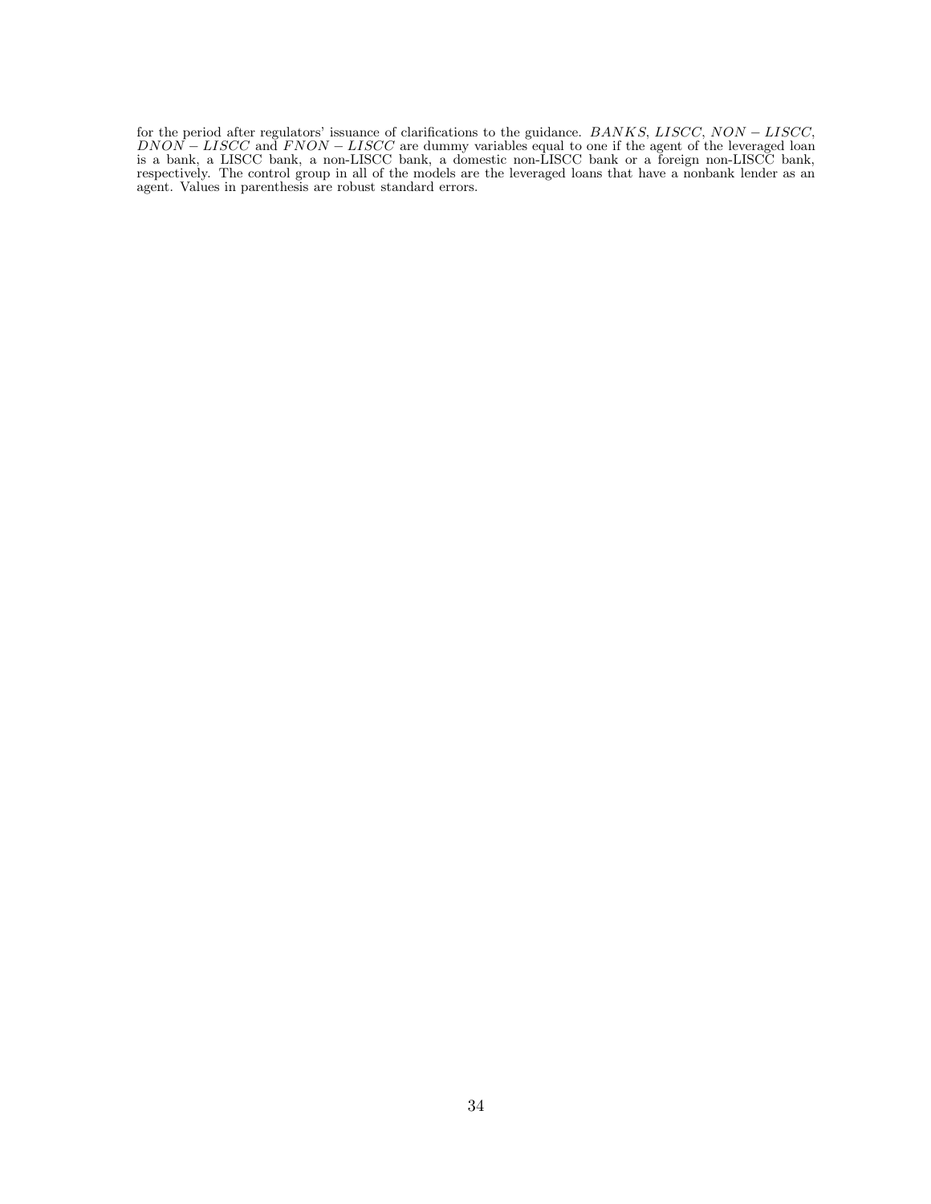for the period after regulators' issuance of clarifications to the guidance. $BANKS$, $LISCC$, $NON-LISCC$, $DNON-LISCC$ and $FNON-LISCC$ are dummy variables equal to one if the agent of the leveraged loan is a bank, a LISCC bank, a non-LISCC bank, a domestic non-LISCC bank or a foreign non-LISCC bank, respectively. The control group in all of the models are the leveraged loans that have a nonbank lender as an agent. Values in parenthesis are robust standard errors.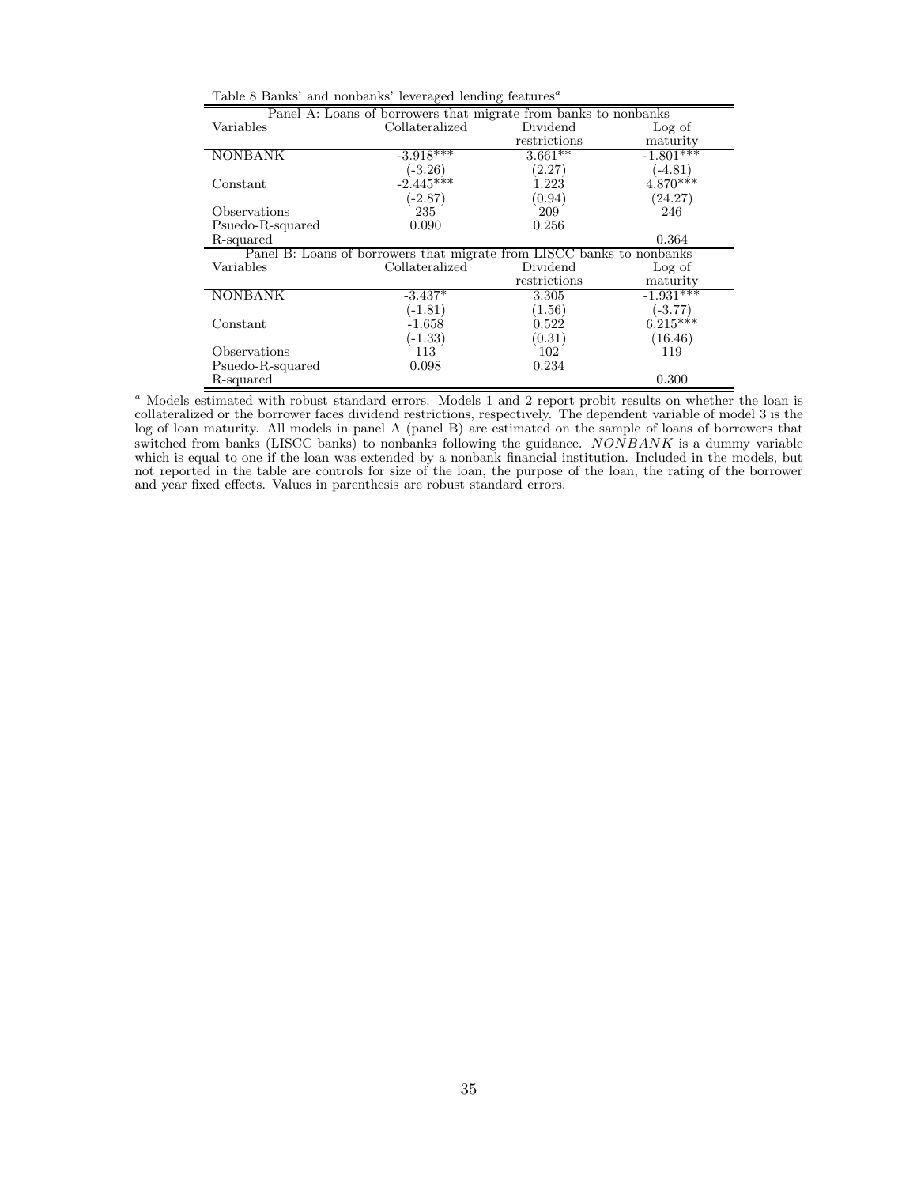Table 8 Banks' and nonbanks' leveraged lending features[a]

| Variables | Collateralized | Dividend restrictions | Log of maturity |
|---|---|---|---|
| Panel A: Loans of borrowers that migrate from banks to nonbanks | | | |
| NONBANK | -3.918*** | 3.661** | -1.801*** |
| | (-3.26) | (2.27) | (-4.81) |
| Constant | -2.445*** | 1.223 | 4.870*** |
| | (-2.87) | (0.94) | (24.27) |
| Observations | 235 | 209 | 246 |
| Psuedo-R-squared | 0.090 | 0.256 | |
| R-squared | | | 0.364 |
| Panel B: Loans of borrowers that migrate from LISCC banks to nonbanks | | | |
| NONBANK | -3.437* | 3.305 | -1.931*** |
| | (-1.81) | (1.56) | (-3.77) |
| Constant | -1.658 | 0.522 | 6.215*** |
| | (-1.33) | (0.31) | (16.46) |
| Observations | 113 | 102 | 119 |
| Psuedo-R-squared | 0.098 | 0.234 | |
| R-squared | | | 0.300 |

[a] Models estimated with robust standard errors. Models 1 and 2 report probit results on whether the loan is collateralized or the borrower faces dividend restrictions, respectively. The dependent variable of model 3 is the log of loan maturity. All models in panel A (panel B) are estimated on the sample of loans of borrowers that switched from banks (LISCC banks) to nonbanks following the guidance. *NONBANK* is a dummy variable which is equal to one if the loan was extended by a nonbank financial institution. Included in the models, but not reported in the table are controls for size of the loan, the purpose of the loan, the rating of the borrower and year fixed effects. Values in parenthesis are robust standard errors.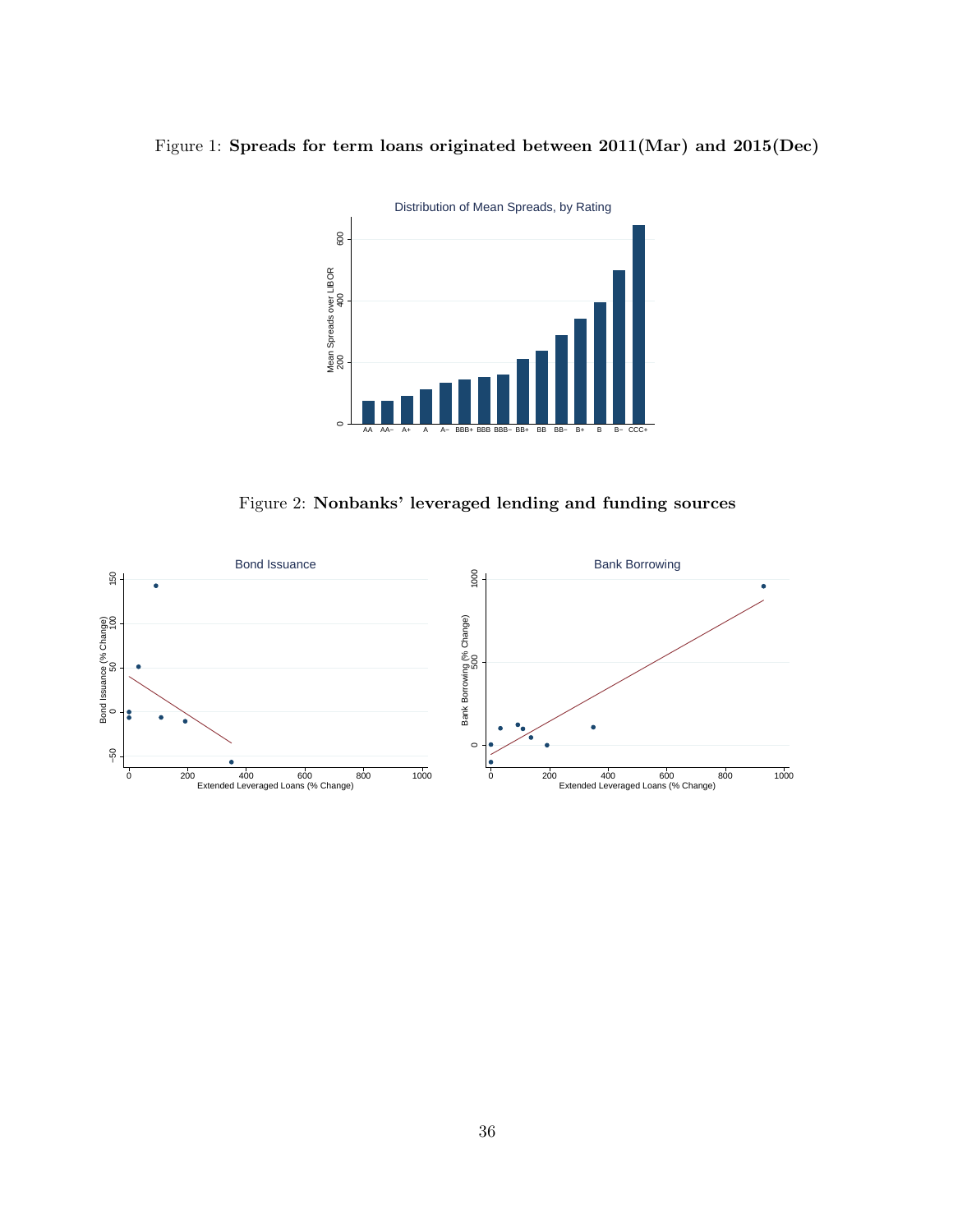Figure 1: **Spreads for term loans originated between 2011(Mar) and 2015(Dec)**

Figure 2: **Nonbanks' leveraged lending and funding sources**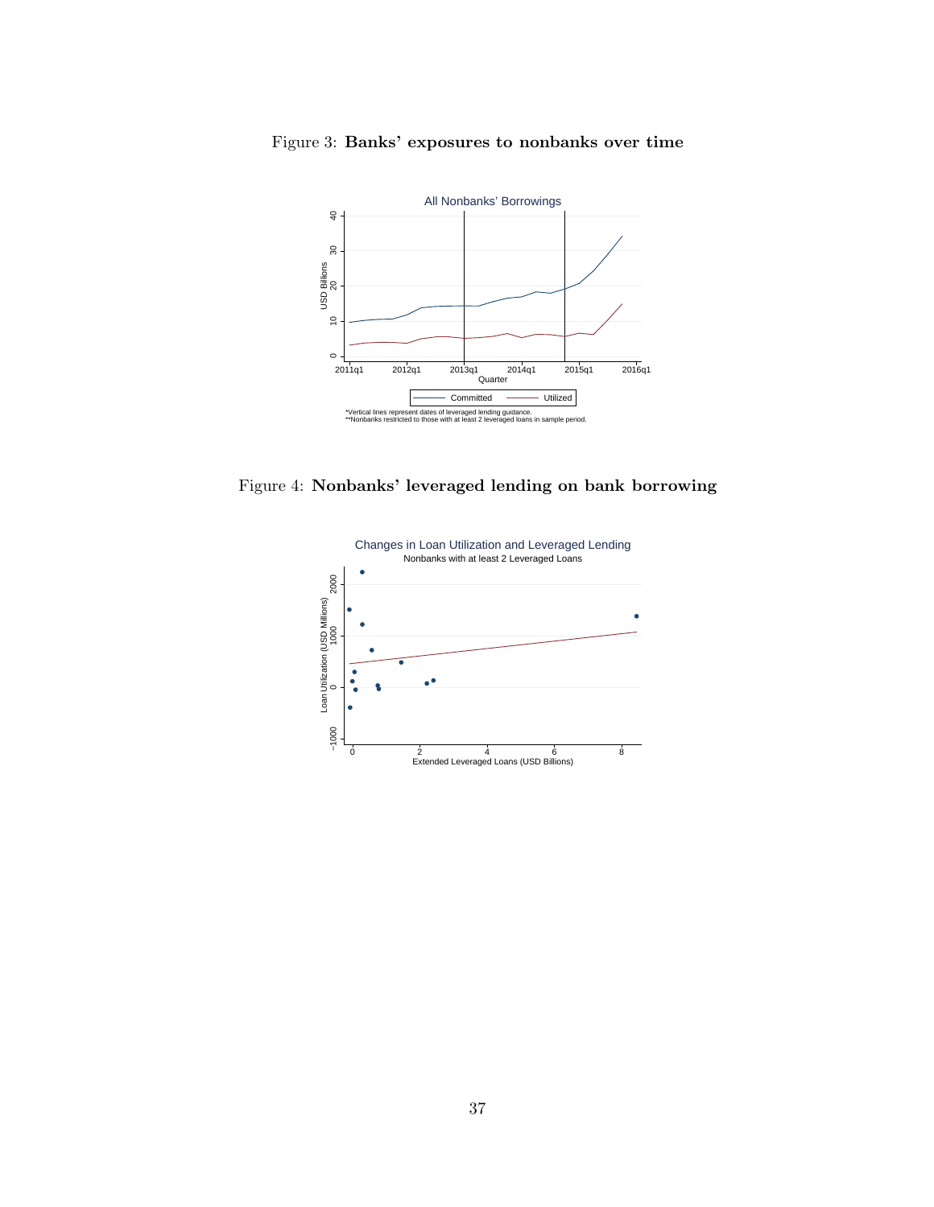Figure 3: **Banks' exposures to nonbanks over time**

All Nonbanks' Borrowings

*Vertical lines represent dates of leveraged lending guidance.
**Nonbanks restricted to those with at least 2 leveraged loans in sample period.

Figure 4: **Nonbanks' leveraged lending on bank borrowing**

Changes in Loan Utilization and Leveraged Lending
Nonbanks with at least 2 Leveraged Loans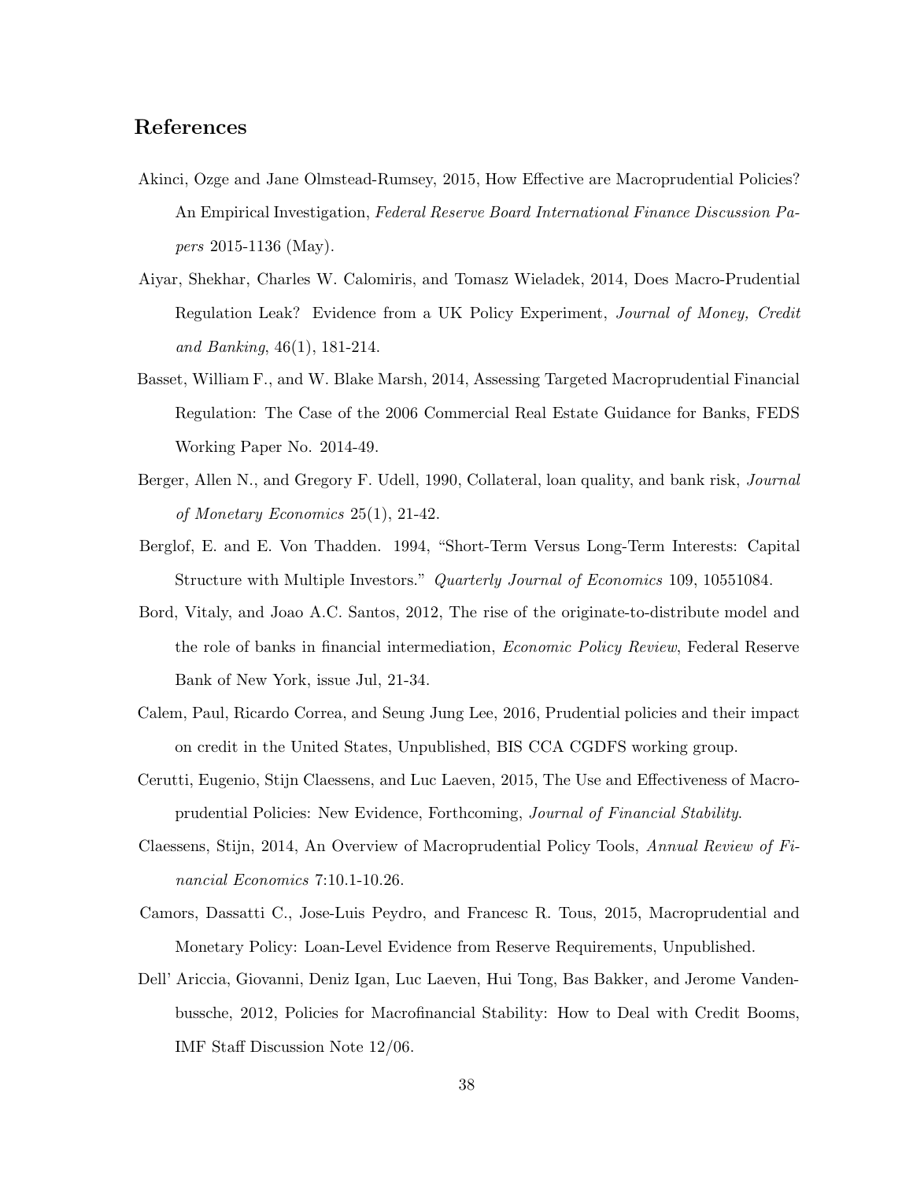## References

Akinci, Ozge and Jane Olmstead-Rumsey, 2015, How Effective are Macroprudential Policies? An Empirical Investigation, *Federal Reserve Board International Finance Discussion Papers* 2015-1136 (May).

Aiyar, Shekhar, Charles W. Calomiris, and Tomasz Wieladek, 2014, Does Macro-Prudential Regulation Leak? Evidence from a UK Policy Experiment, *Journal of Money, Credit and Banking*, 46(1), 181-214.

Basset, William F., and W. Blake Marsh, 2014, Assessing Targeted Macroprudential Financial Regulation: The Case of the 2006 Commercial Real Estate Guidance for Banks, FEDS Working Paper No. 2014-49.

Berger, Allen N., and Gregory F. Udell, 1990, Collateral, loan quality, and bank risk, *Journal of Monetary Economics* 25(1), 21-42.

Berglof, E. and E. Von Thadden. 1994, "Short-Term Versus Long-Term Interests: Capital Structure with Multiple Investors." *Quarterly Journal of Economics* 109, 10551084.

Bord, Vitaly, and Joao A.C. Santos, 2012, The rise of the originate-to-distribute model and the role of banks in financial intermediation, *Economic Policy Review*, Federal Reserve Bank of New York, issue Jul, 21-34.

Calem, Paul, Ricardo Correa, and Seung Jung Lee, 2016, Prudential policies and their impact on credit in the United States, Unpublished, BIS CCA CGDFS working group.

Cerutti, Eugenio, Stijn Claessens, and Luc Laeven, 2015, The Use and Effectiveness of Macroprudential Policies: New Evidence, Forthcoming, *Journal of Financial Stability*.

Claessens, Stijn, 2014, An Overview of Macroprudential Policy Tools, *Annual Review of Financial Economics* 7:10.1-10.26.

Camors, Dassatti C., Jose-Luis Peydro, and Francesc R. Tous, 2015, Macroprudential and Monetary Policy: Loan-Level Evidence from Reserve Requirements, Unpublished.

Dell' Ariccia, Giovanni, Deniz Igan, Luc Laeven, Hui Tong, Bas Bakker, and Jerome Vandenbussche, 2012, Policies for Macrofinancial Stability: How to Deal with Credit Booms, IMF Staff Discussion Note 12/06.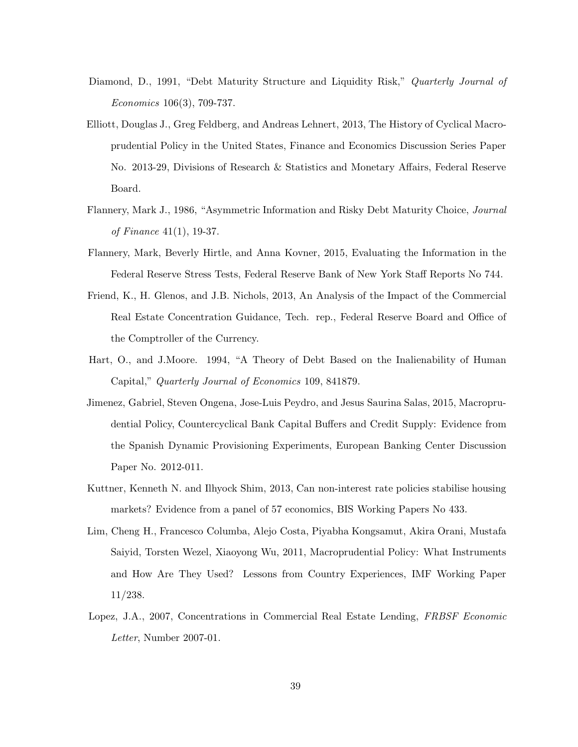Diamond, D., 1991, "Debt Maturity Structure and Liquidity Risk," *Quarterly Journal of Economics* 106(3), 709-737.

Elliott, Douglas J., Greg Feldberg, and Andreas Lehnert, 2013, The History of Cyclical Macroprudential Policy in the United States, Finance and Economics Discussion Series Paper No. 2013-29, Divisions of Research & Statistics and Monetary Affairs, Federal Reserve Board.

Flannery, Mark J., 1986, "Asymmetric Information and Risky Debt Maturity Choice, *Journal of Finance* 41(1), 19-37.

Flannery, Mark, Beverly Hirtle, and Anna Kovner, 2015, Evaluating the Information in the Federal Reserve Stress Tests, Federal Reserve Bank of New York Staff Reports No 744.

Friend, K., H. Glenos, and J.B. Nichols, 2013, An Analysis of the Impact of the Commercial Real Estate Concentration Guidance, Tech. rep., Federal Reserve Board and Office of the Comptroller of the Currency.

Hart, O., and J.Moore. 1994, "A Theory of Debt Based on the Inalienability of Human Capital," *Quarterly Journal of Economics* 109, 841879.

Jimenez, Gabriel, Steven Ongena, Jose-Luis Peydro, and Jesus Saurina Salas, 2015, Macroprudential Policy, Countercyclical Bank Capital Buffers and Credit Supply: Evidence from the Spanish Dynamic Provisioning Experiments, European Banking Center Discussion Paper No. 2012-011.

Kuttner, Kenneth N. and Ilhyock Shim, 2013, Can non-interest rate policies stabilise housing markets? Evidence from a panel of 57 economics, BIS Working Papers No 433.

Lim, Cheng H., Francesco Columba, Alejo Costa, Piyabha Kongsamut, Akira Orani, Mustafa Saiyid, Torsten Wezel, Xiaoyong Wu, 2011, Macroprudential Policy: What Instruments and How Are They Used? Lessons from Country Experiences, IMF Working Paper 11/238.

Lopez, J.A., 2007, Concentrations in Commercial Real Estate Lending, *FRBSF Economic Letter*, Number 2007-01.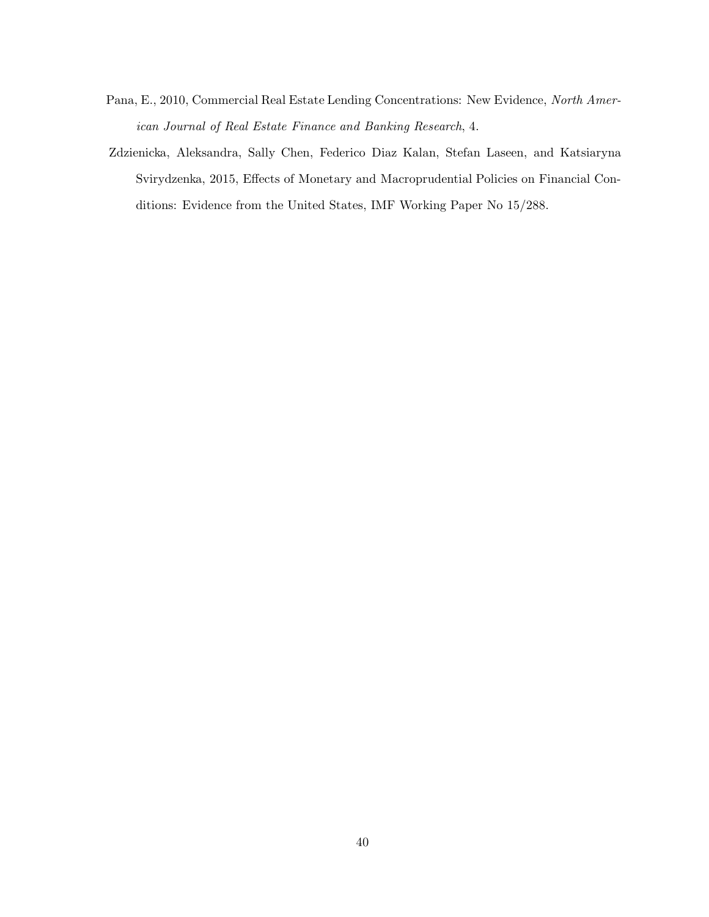Pana, E., 2010, Commercial Real Estate Lending Concentrations: New Evidence, *North American Journal of Real Estate Finance and Banking Research*, 4.

Zdzienicka, Aleksandra, Sally Chen, Federico Diaz Kalan, Stefan Laseen, and Katsiaryna Svirydzenka, 2015, Effects of Monetary and Macroprudential Policies on Financial Conditions: Evidence from the United States, IMF Working Paper No 15/288.